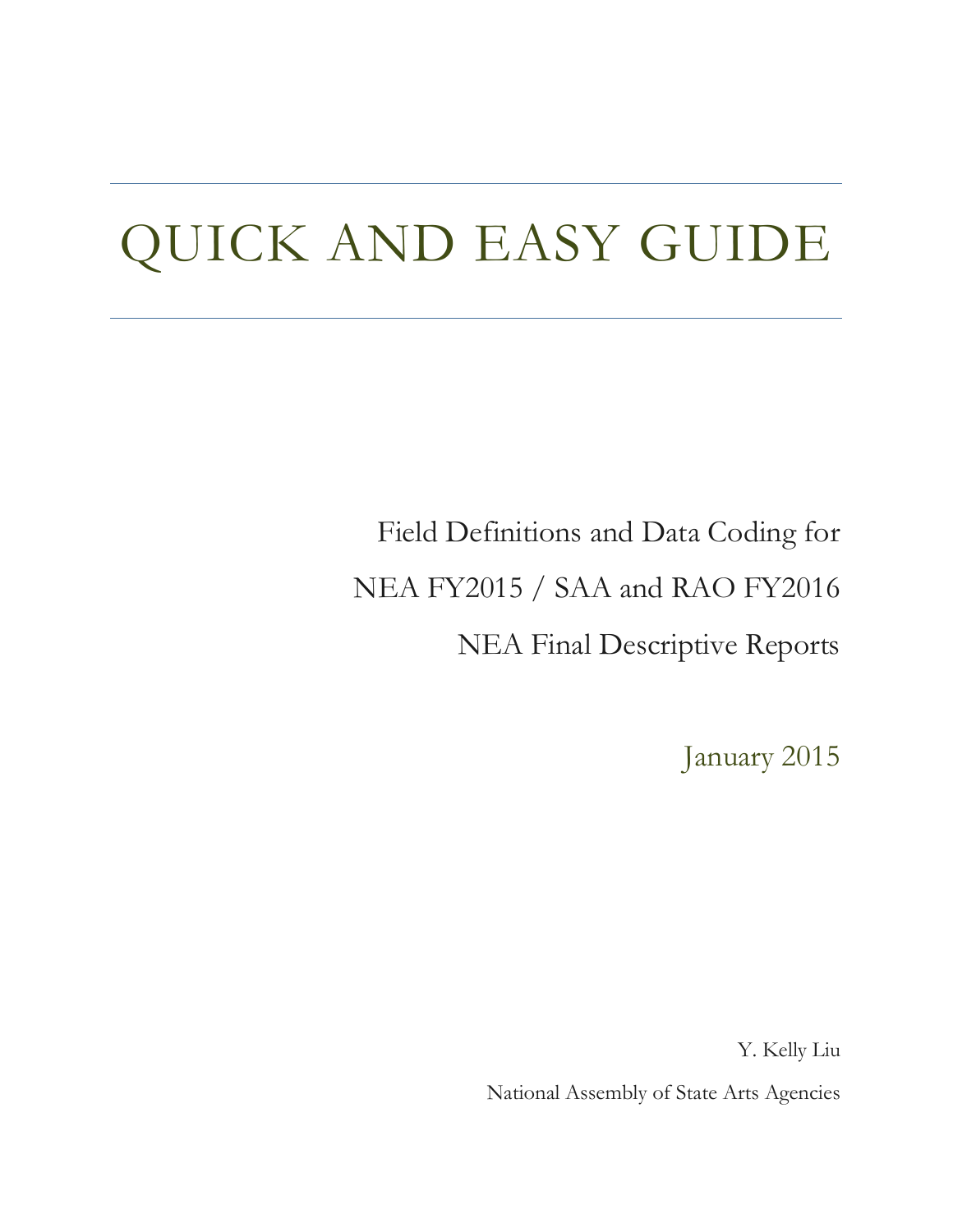# QUICK AND EASY GUIDE

Field Definitions and Data Coding for

NEA FY2015 / SAA and RAO FY2016

NEA Final Descriptive Reports

January 2015

Y. Kelly Liu

National Assembly of State Arts Agencies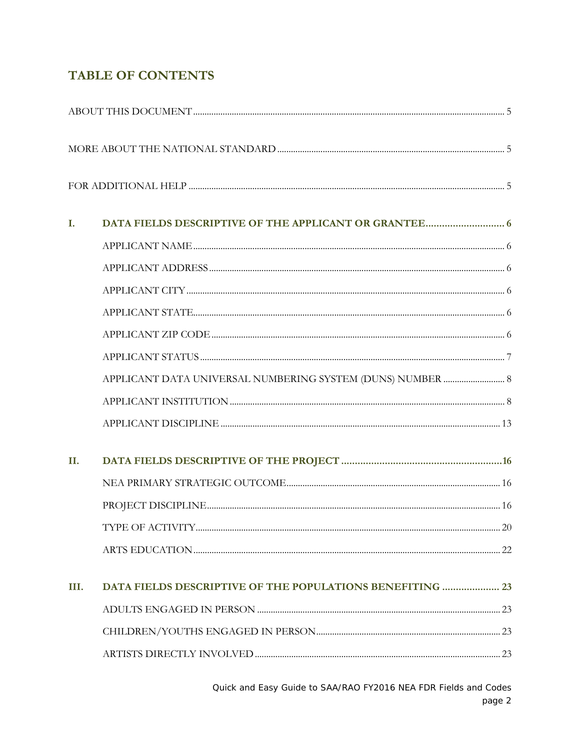## TABLE OF CONTENTS

ABOUT THIS DOCUMENT .......... 5

MORE ABOUT THE NATIONAL STANDARD .......... 5

FOR ADDITIONAL HELP .......... 5

**I. DATA FIELDS DESCRIPTIVE OF THE APPLICANT OR GRANTEE .......... 6**

- APPLICANT NAME .......... 6
- APPLICANT ADDRESS .......... 6
- APPLICANT CITY .......... 6
- APPLICANT STATE .......... 6
- APPLICANT ZIP CODE .......... 6
- APPLICANT STATUS .......... 7
- APPLICANT DATA UNIVERSAL NUMBERING SYSTEM (DUNS) NUMBER .......... 8
- APPLICANT INSTITUTION .......... 8
- APPLICANT DISCIPLINE .......... 13

**II. DATA FIELDS DESCRIPTIVE OF THE PROJECT .......... 16**

- NEA PRIMARY STRATEGIC OUTCOME .......... 16
- PROJECT DISCIPLINE .......... 16
- TYPE OF ACTIVITY .......... 20
- ARTS EDUCATION .......... 22

**III. DATA FIELDS DESCRIPTIVE OF THE POPULATIONS BENEFITING .......... 23**

- ADULTS ENGAGED IN PERSON .......... 23
- CHILDREN/YOUTHS ENGAGED IN PERSON .......... 23
- ARTISTS DIRECTLY INVOLVED .......... 23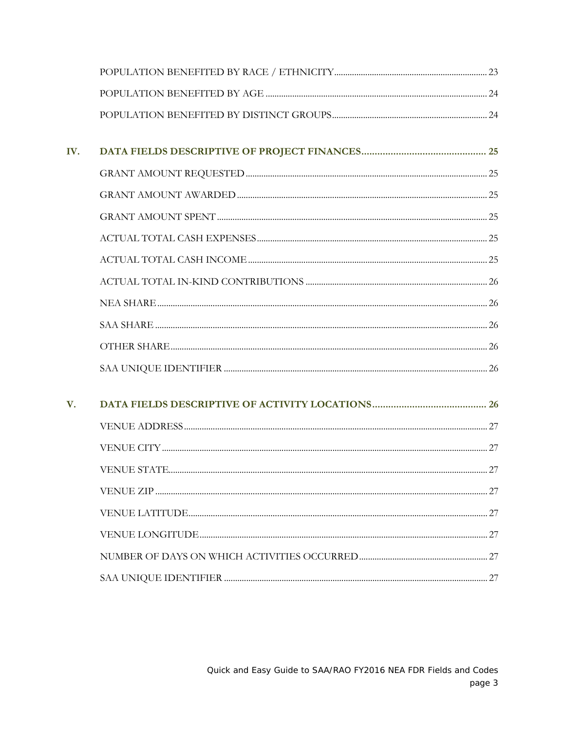POPULATION BENEFITED BY RACE / ETHNICITY ..... 23

POPULATION BENEFITED BY AGE ..... 24

POPULATION BENEFITED BY DISTINCT GROUPS ..... 24

**IV. DATA FIELDS DESCRIPTIVE OF PROJECT FINANCES ..... 25**

GRANT AMOUNT REQUESTED ..... 25

GRANT AMOUNT AWARDED ..... 25

GRANT AMOUNT SPENT ..... 25

ACTUAL TOTAL CASH EXPENSES ..... 25

ACTUAL TOTAL CASH INCOME ..... 25

ACTUAL TOTAL IN-KIND CONTRIBUTIONS ..... 26

NEA SHARE ..... 26

SAA SHARE ..... 26

OTHER SHARE ..... 26

SAA UNIQUE IDENTIFIER ..... 26

**V. DATA FIELDS DESCRIPTIVE OF ACTIVITY LOCATIONS ..... 26**

VENUE ADDRESS ..... 27

VENUE CITY ..... 27

VENUE STATE ..... 27

VENUE ZIP ..... 27

VENUE LATITUDE ..... 27

VENUE LONGITUDE ..... 27

NUMBER OF DAYS ON WHICH ACTIVITIES OCCURRED ..... 27

SAA UNIQUE IDENTIFIER ..... 27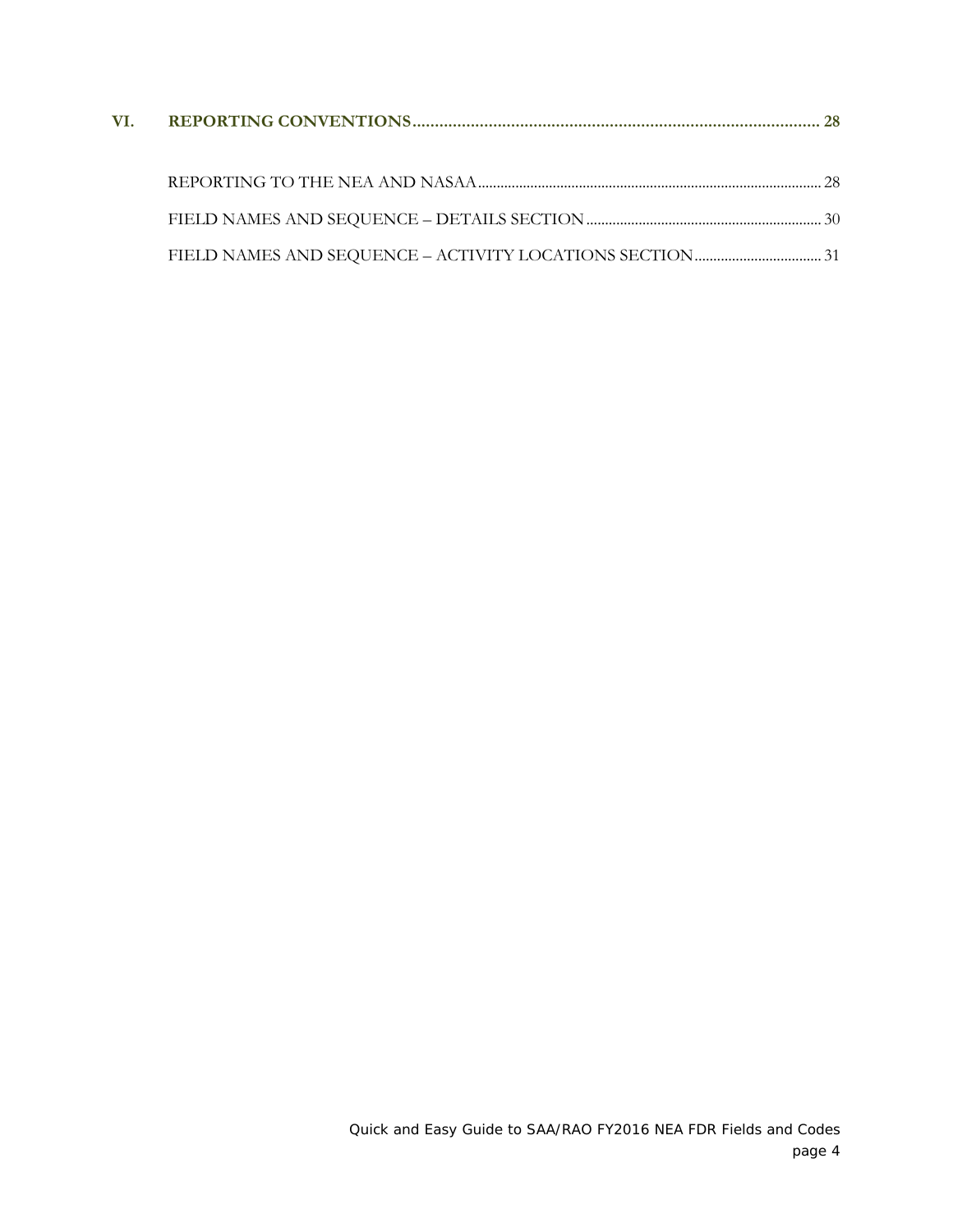**VI. REPORTING CONVENTIONS ........................................................................................ 28**

REPORTING TO THE NEA AND NASAA ........................................................................................ 28

FIELD NAMES AND SEQUENCE – DETAILS SECTION ........................................................................ 30

FIELD NAMES AND SEQUENCE – ACTIVITY LOCATIONS SECTION ........................................ 31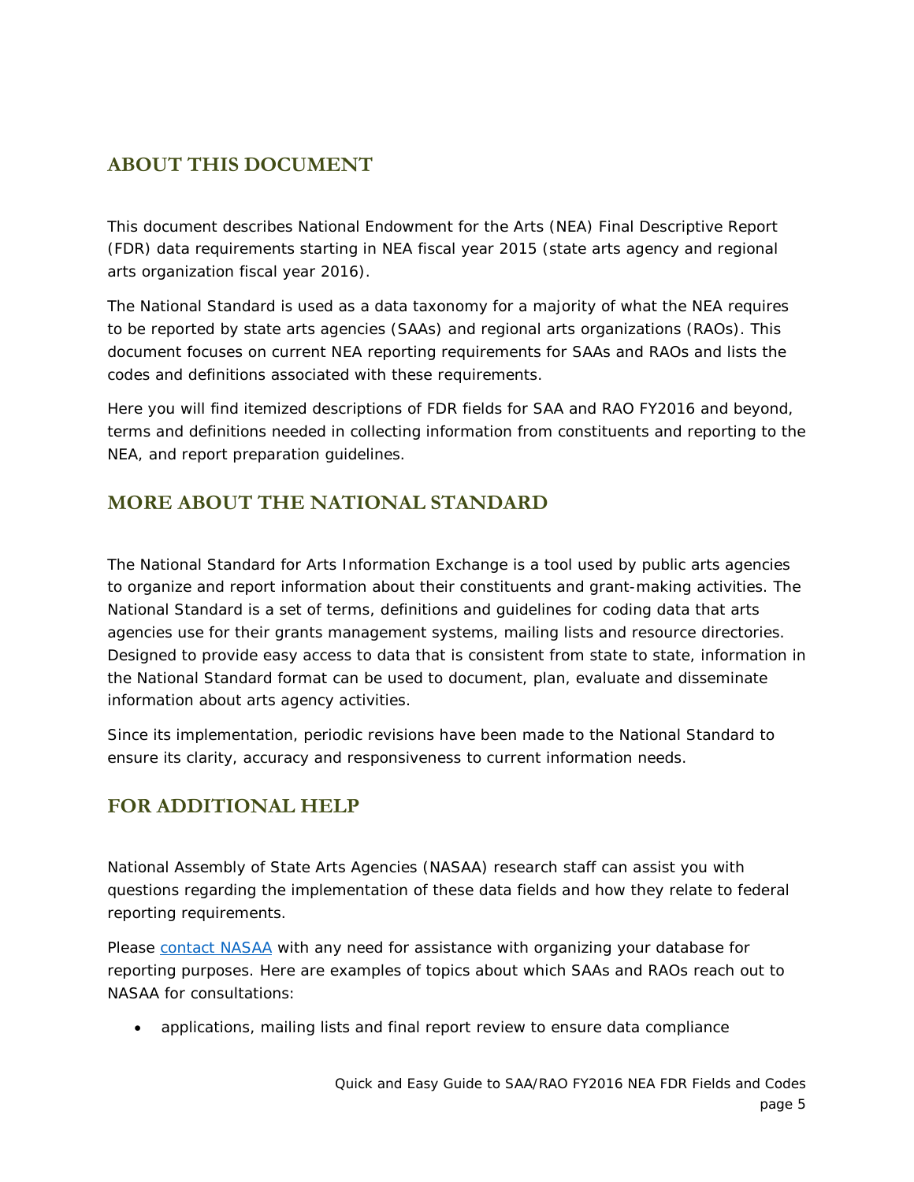## ABOUT THIS DOCUMENT

This document describes National Endowment for the Arts (NEA) Final Descriptive Report (FDR) data requirements starting in NEA fiscal year 2015 (state arts agency and regional arts organization fiscal year 2016).

The National Standard is used as a data taxonomy for a majority of what the NEA requires to be reported by state arts agencies (SAAs) and regional arts organizations (RAOs). This document focuses on current NEA reporting requirements for SAAs and RAOs and lists the codes and definitions associated with these requirements.

Here you will find itemized descriptions of FDR fields for SAA and RAO FY2016 and beyond, terms and definitions needed in collecting information from constituents and reporting to the NEA, and report preparation guidelines.

## MORE ABOUT THE NATIONAL STANDARD

The National Standard for Arts Information Exchange is a tool used by public arts agencies to organize and report information about their constituents and grant-making activities. The National Standard is a set of terms, definitions and guidelines for coding data that arts agencies use for their grants management systems, mailing lists and resource directories. Designed to provide easy access to data that is consistent from state to state, information in the National Standard format can be used to document, plan, evaluate and disseminate information about arts agency activities.

Since its implementation, periodic revisions have been made to the National Standard to ensure its clarity, accuracy and responsiveness to current information needs.

## FOR ADDITIONAL HELP

National Assembly of State Arts Agencies (NASAA) research staff can assist you with questions regarding the implementation of these data fields and how they relate to federal reporting requirements.

Please contact NASAA with any need for assistance with organizing your database for reporting purposes. Here are examples of topics about which SAAs and RAOs reach out to NASAA for consultations:

- applications, mailing lists and final report review to ensure data compliance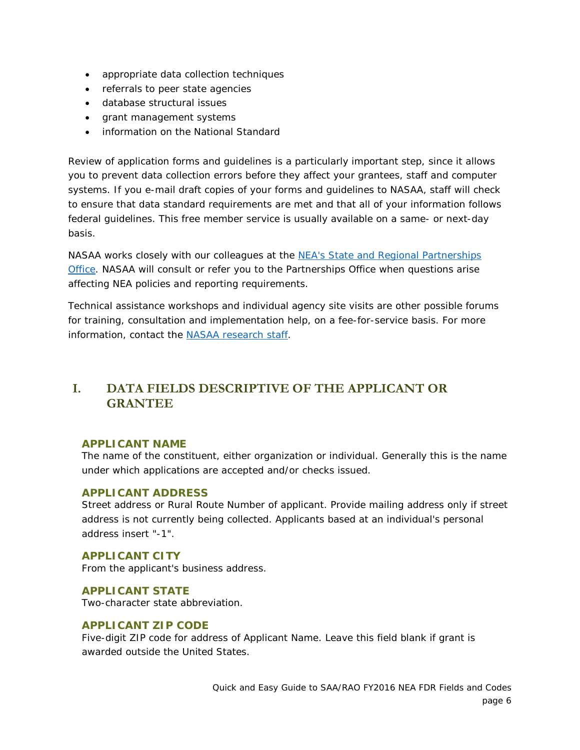- appropriate data collection techniques
- referrals to peer state agencies
- database structural issues
- grant management systems
- information on the National Standard

Review of application forms and guidelines is a particularly important step, since it allows you to prevent data collection errors before they affect your grantees, staff and computer systems. If you e-mail draft copies of your forms and guidelines to NASAA, staff will check to ensure that data standard requirements are met and that all of your information follows federal guidelines. This free member service is usually available on a same- or next-day basis.

NASAA works closely with our colleagues at the NEA's State and Regional Partnerships Office. NASAA will consult or refer you to the Partnerships Office when questions arise affecting NEA policies and reporting requirements.

Technical assistance workshops and individual agency site visits are other possible forums for training, consultation and implementation help, on a fee-for-service basis. For more information, contact the NASAA research staff.

# I. DATA FIELDS DESCRIPTIVE OF THE APPLICANT OR GRANTEE

### APPLICANT NAME

The name of the constituent, either organization or individual. Generally this is the name under which applications are accepted and/or checks issued.

### APPLICANT ADDRESS

Street address or Rural Route Number of applicant. Provide mailing address only if street address is not currently being collected. Applicants based at an individual's personal address insert "-1".

### APPLICANT CITY

From the applicant's business address.

### APPLICANT STATE

Two-character state abbreviation.

### APPLICANT ZIP CODE

Five-digit ZIP code for address of Applicant Name. Leave this field blank if grant is awarded outside the United States.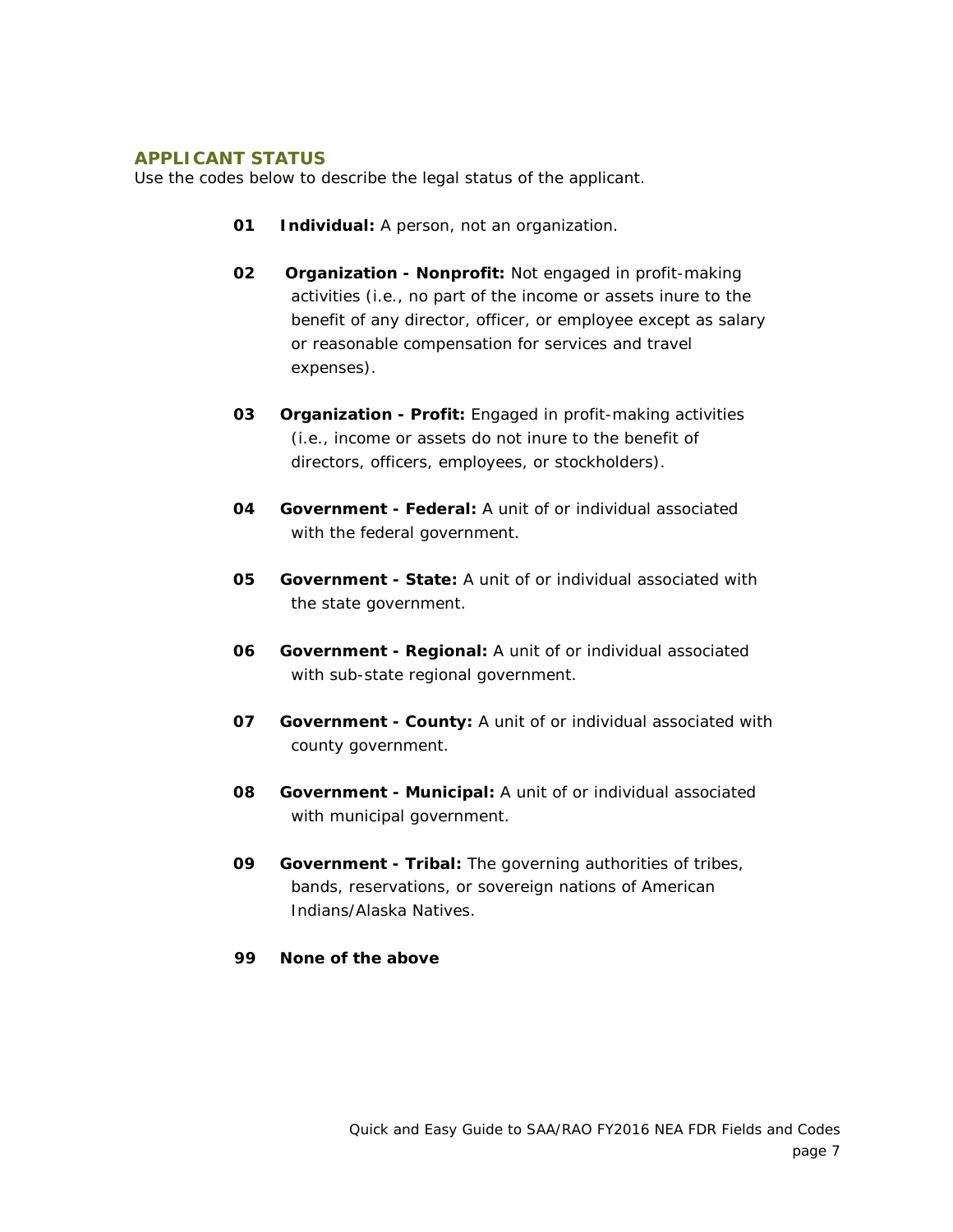## APPLICANT STATUS

Use the codes below to describe the legal status of the applicant.

- **01 Individual:** A person, not an organization.
- **02 Organization - Nonprofit:** Not engaged in profit-making activities (i.e., no part of the income or assets inure to the benefit of any director, officer, or employee except as salary or reasonable compensation for services and travel expenses).
- **03 Organization - Profit:** Engaged in profit-making activities (i.e., income or assets do not inure to the benefit of directors, officers, employees, or stockholders).
- **04 Government - Federal:** A unit of or individual associated with the federal government.
- **05 Government - State:** A unit of or individual associated with the state government.
- **06 Government - Regional:** A unit of or individual associated with sub-state regional government.
- **07 Government - County:** A unit of or individual associated with county government.
- **08 Government - Municipal:** A unit of or individual associated with municipal government.
- **09 Government - Tribal:** The governing authorities of tribes, bands, reservations, or sovereign nations of American Indians/Alaska Natives.
- **99 None of the above**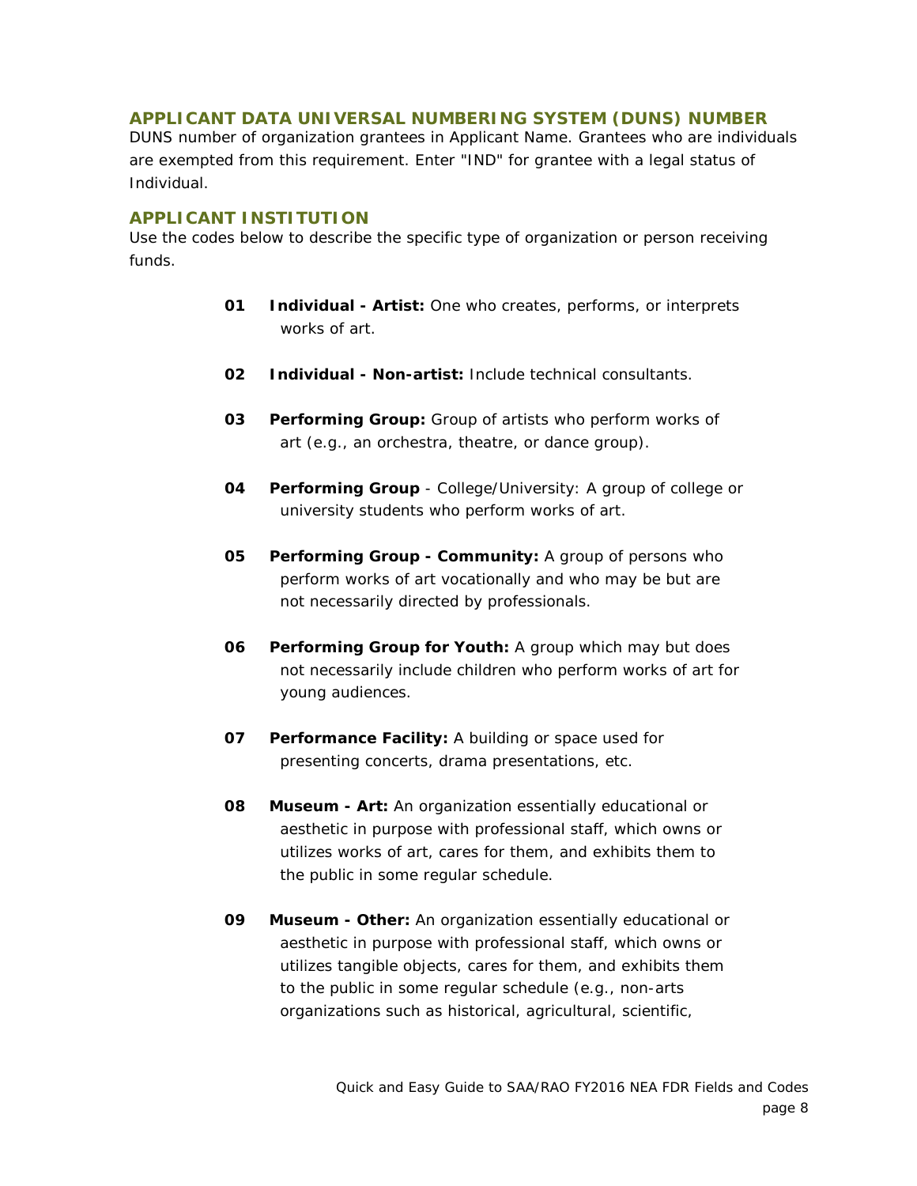### APPLICANT DATA UNIVERSAL NUMBERING SYSTEM (DUNS) NUMBER

DUNS number of organization grantees in Applicant Name. Grantees who are individuals are exempted from this requirement. Enter "IND" for grantee with a legal status of Individual.

### APPLICANT INSTITUTION

Use the codes below to describe the specific type of organization or person receiving funds.

**01** **Individual - Artist:** One who creates, performs, or interprets works of art.

**02** **Individual - Non-artist:** Include technical consultants.

**03** **Performing Group:** Group of artists who perform works of art (e.g., an orchestra, theatre, or dance group).

**04** **Performing Group** - College/University: A group of college or university students who perform works of art.

**05** **Performing Group - Community:** A group of persons who perform works of art vocationally and who may be but are not necessarily directed by professionals.

**06** **Performing Group for Youth:** A group which may but does not necessarily include children who perform works of art for young audiences.

**07** **Performance Facility:** A building or space used for presenting concerts, drama presentations, etc.

**08** **Museum - Art:** An organization essentially educational or aesthetic in purpose with professional staff, which owns or utilizes works of art, cares for them, and exhibits them to the public in some regular schedule.

**09** **Museum - Other:** An organization essentially educational or aesthetic in purpose with professional staff, which owns or utilizes tangible objects, cares for them, and exhibits them to the public in some regular schedule (e.g., non-arts organizations such as historical, agricultural, scientific,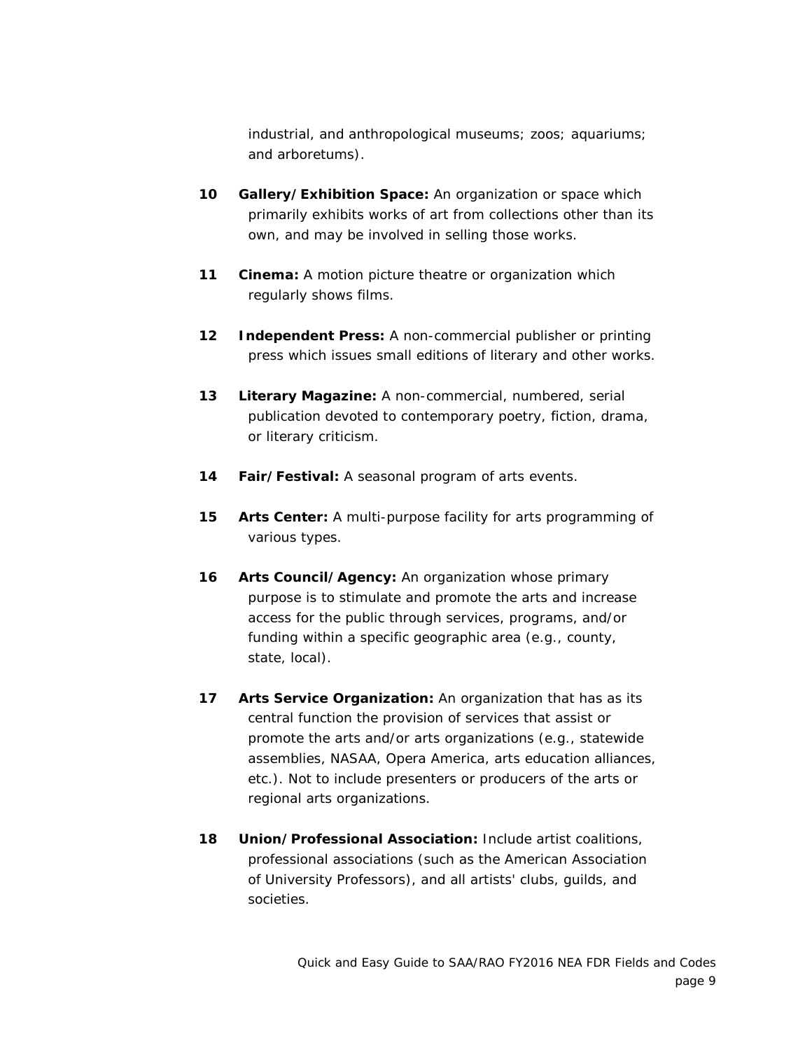industrial, and anthropological museums; zoos; aquariums; and arboretums).

**10** **Gallery/Exhibition Space:** An organization or space which primarily exhibits works of art from collections other than its own, and may be involved in selling those works.

**11** **Cinema:** A motion picture theatre or organization which regularly shows films.

**12** **Independent Press:** A non-commercial publisher or printing press which issues small editions of literary and other works.

**13** **Literary Magazine:** A non-commercial, numbered, serial publication devoted to contemporary poetry, fiction, drama, or literary criticism.

**14** **Fair/Festival:** A seasonal program of arts events.

**15** **Arts Center:** A multi-purpose facility for arts programming of various types.

**16** **Arts Council/Agency:** An organization whose primary purpose is to stimulate and promote the arts and increase access for the public through services, programs, and/or funding within a specific geographic area (e.g., county, state, local).

**17** **Arts Service Organization:** An organization that has as its central function the provision of services that assist or promote the arts and/or arts organizations (e.g., statewide assemblies, NASAA, Opera America, arts education alliances, etc.). Not to include presenters or producers of the arts or regional arts organizations.

**18** **Union/Professional Association:** Include artist coalitions, professional associations (such as the American Association of University Professors), and all artists' clubs, guilds, and societies.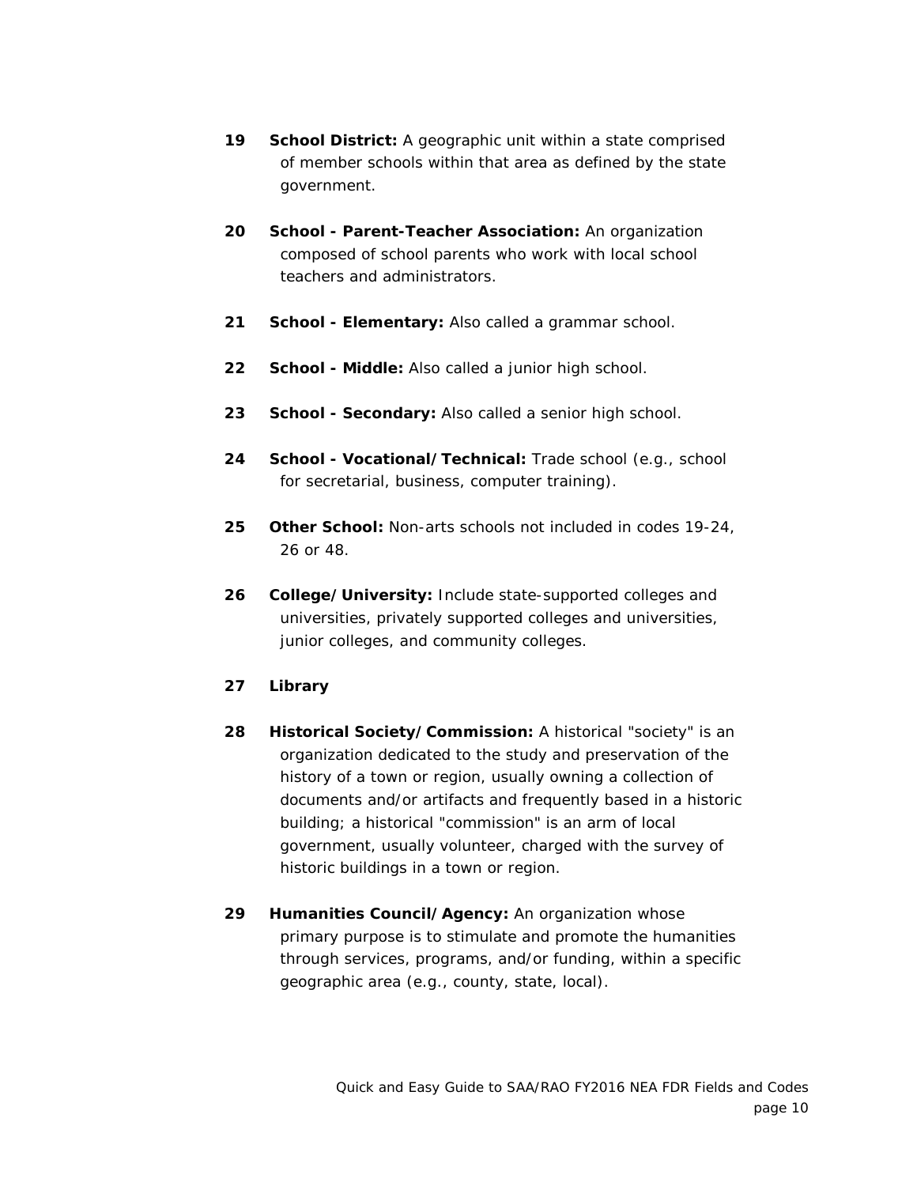**19** **School District:** A geographic unit within a state comprised of member schools within that area as defined by the state government.

**20** **School - Parent-Teacher Association:** An organization composed of school parents who work with local school teachers and administrators.

**21** **School - Elementary:** Also called a grammar school.

**22** **School - Middle:** Also called a junior high school.

**23** **School - Secondary:** Also called a senior high school.

**24** **School - Vocational/Technical:** Trade school (e.g., school for secretarial, business, computer training).

**25** **Other School:** Non-arts schools not included in codes 19-24, 26 or 48.

**26** **College/University:** Include state-supported colleges and universities, privately supported colleges and universities, junior colleges, and community colleges.

**27** **Library**

**28** **Historical Society/Commission:** A historical "society" is an organization dedicated to the study and preservation of the history of a town or region, usually owning a collection of documents and/or artifacts and frequently based in a historic building; a historical "commission" is an arm of local government, usually volunteer, charged with the survey of historic buildings in a town or region.

**29** **Humanities Council/Agency:** An organization whose primary purpose is to stimulate and promote the humanities through services, programs, and/or funding, within a specific geographic area (e.g., county, state, local).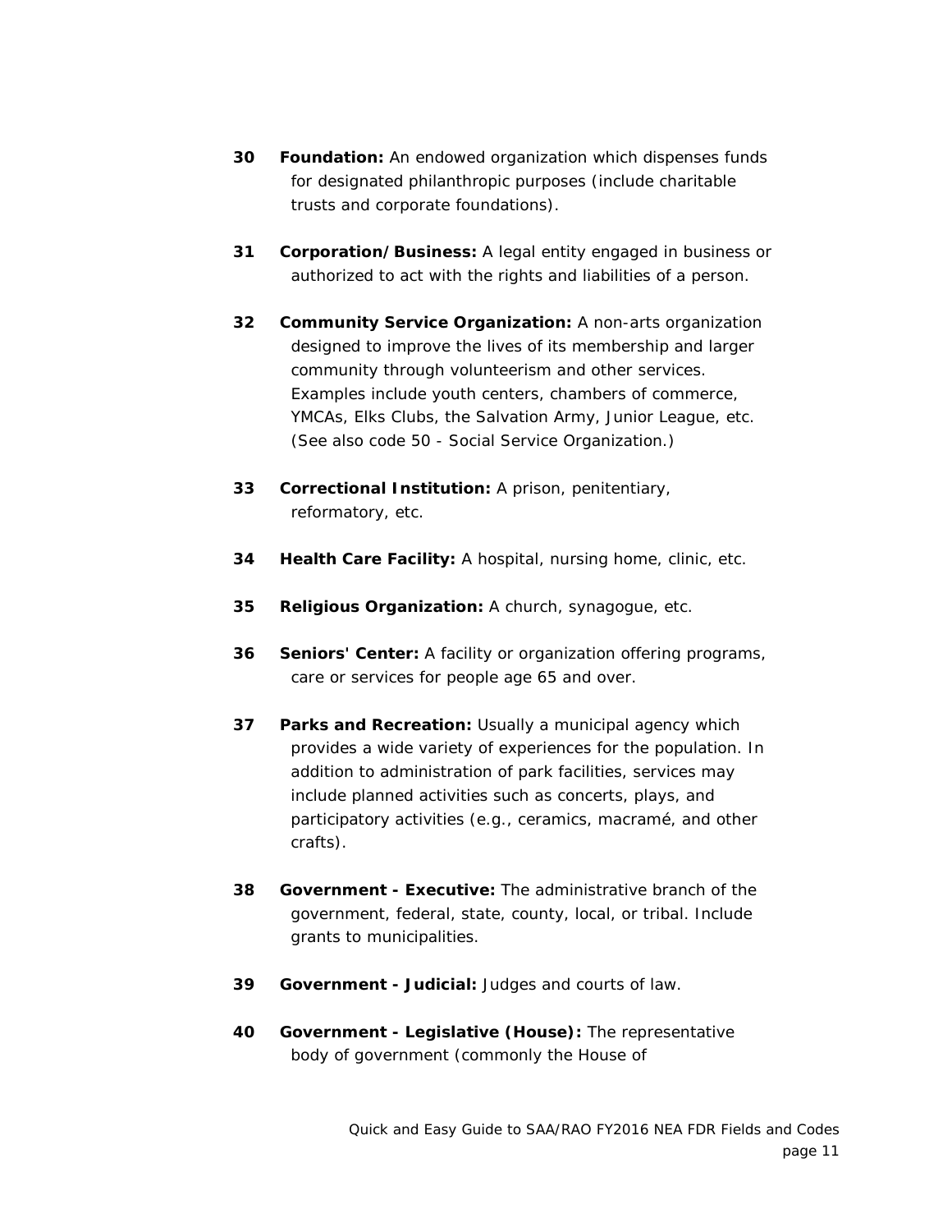**30 Foundation:** An endowed organization which dispenses funds for designated philanthropic purposes (include charitable trusts and corporate foundations).

**31 Corporation/Business:** A legal entity engaged in business or authorized to act with the rights and liabilities of a person.

**32 Community Service Organization:** A non-arts organization designed to improve the lives of its membership and larger community through volunteerism and other services. Examples include youth centers, chambers of commerce, YMCAs, Elks Clubs, the Salvation Army, Junior League, etc. (See also code 50 - Social Service Organization.)

**33 Correctional Institution:** A prison, penitentiary, reformatory, etc.

**34 Health Care Facility:** A hospital, nursing home, clinic, etc.

**35 Religious Organization:** A church, synagogue, etc.

**36 Seniors' Center:** A facility or organization offering programs, care or services for people age 65 and over.

**37 Parks and Recreation:** Usually a municipal agency which provides a wide variety of experiences for the population. In addition to administration of park facilities, services may include planned activities such as concerts, plays, and participatory activities (e.g., ceramics, macramé, and other crafts).

**38 Government - Executive:** The administrative branch of the government, federal, state, county, local, or tribal. Include grants to municipalities.

**39 Government - Judicial:** Judges and courts of law.

**40 Government - Legislative (House):** The representative body of government (commonly the House of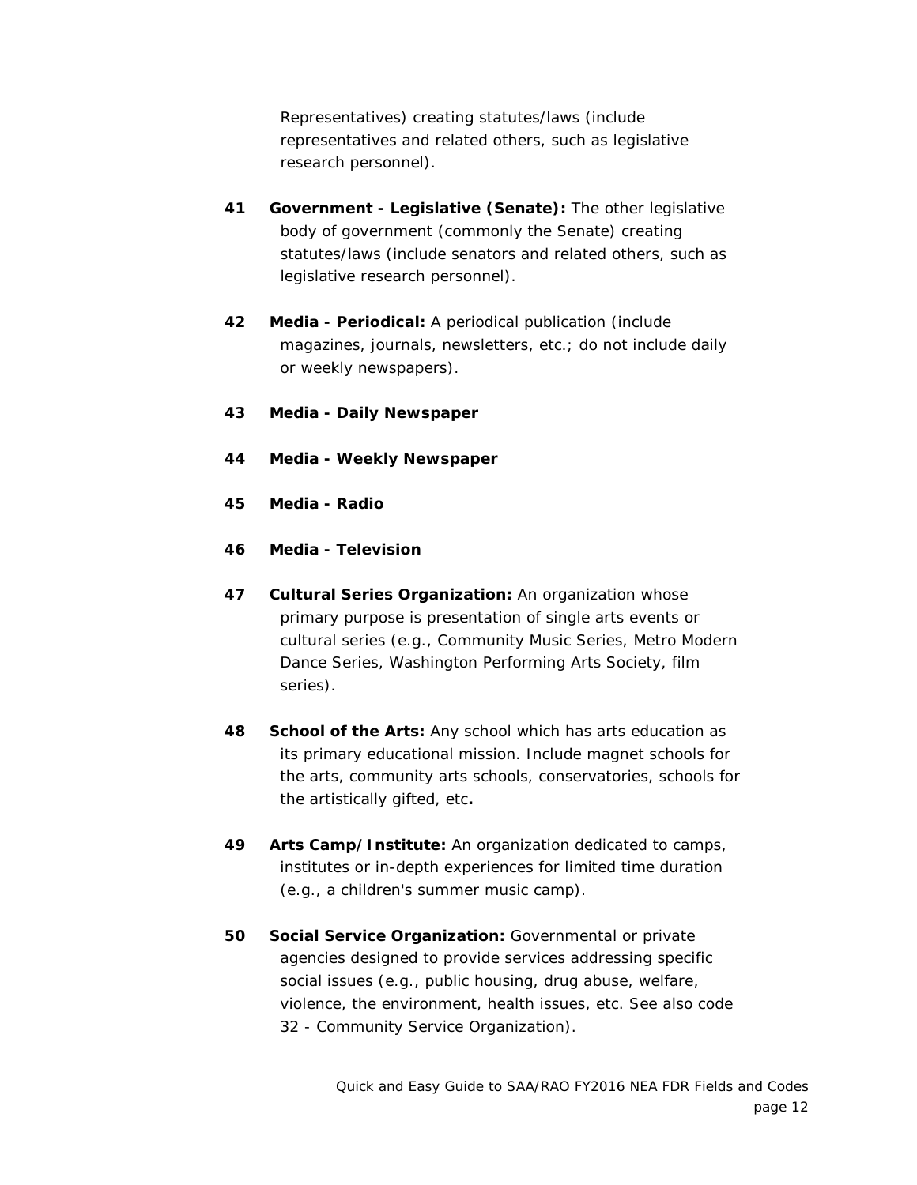Representatives) creating statutes/laws (include representatives and related others, such as legislative research personnel).

**41 Government - Legislative (Senate):** The other legislative body of government (commonly the Senate) creating statutes/laws (include senators and related others, such as legislative research personnel).

**42 Media - Periodical:** A periodical publication (include magazines, journals, newsletters, etc.; do not include daily or weekly newspapers).

**43 Media - Daily Newspaper**

**44 Media - Weekly Newspaper**

**45 Media - Radio**

**46 Media - Television**

**47 Cultural Series Organization:** An organization whose primary purpose is presentation of single arts events or cultural series (e.g., Community Music Series, Metro Modern Dance Series, Washington Performing Arts Society, film series).

**48 School of the Arts:** Any school which has arts education as its primary educational mission. Include magnet schools for the arts, community arts schools, conservatories, schools for the artistically gifted, etc**.**

**49 Arts Camp/Institute:** An organization dedicated to camps, institutes or in-depth experiences for limited time duration (e.g., a children's summer music camp).

**50 Social Service Organization:** Governmental or private agencies designed to provide services addressing specific social issues (e.g., public housing, drug abuse, welfare, violence, the environment, health issues, etc. See also code 32 - Community Service Organization).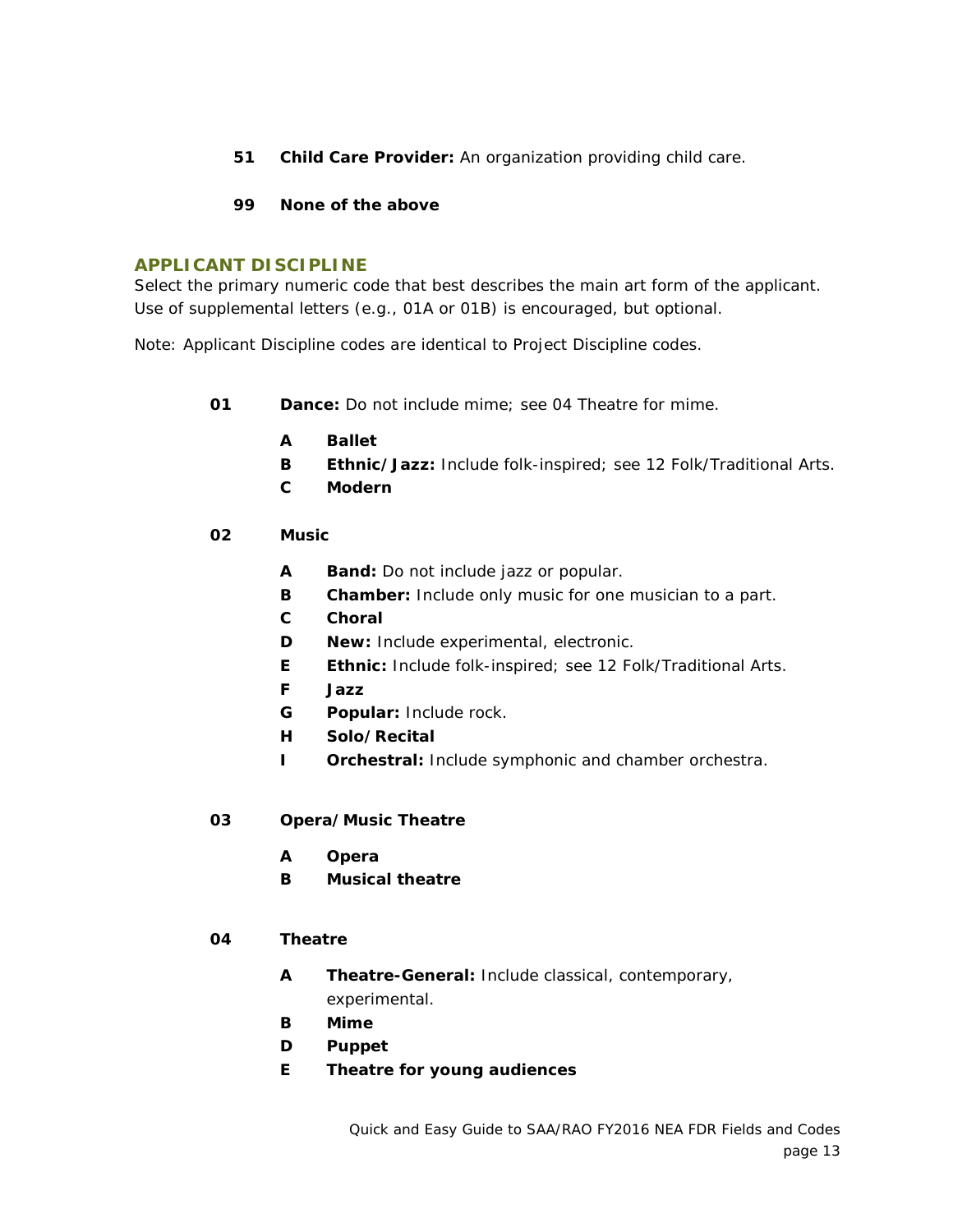- **51** **Child Care Provider:** An organization providing child care.

- **99** **None of the above**

## APPLICANT DISCIPLINE

Select the primary numeric code that best describes the main art form of the applicant. Use of supplemental letters (e.g., 01A or 01B) is encouraged, but optional.

Note: Applicant Discipline codes are identical to Project Discipline codes.

**01** **Dance:** Do not include mime; see 04 Theatre for mime.

- **A** **Ballet**
- **B** **Ethnic/Jazz:** Include folk-inspired; see 12 Folk/Traditional Arts.
- **C** **Modern**

**02** **Music**

- **A** **Band:** Do not include jazz or popular.
- **B** **Chamber:** Include only music for one musician to a part.
- **C** **Choral**
- **D** **New:** Include experimental, electronic.
- **E** **Ethnic:** Include folk-inspired; see 12 Folk/Traditional Arts.
- **F** **Jazz**
- **G** **Popular:** Include rock.
- **H** **Solo/Recital**
- **I** **Orchestral:** Include symphonic and chamber orchestra.

**03** **Opera/Music Theatre**

- **A** **Opera**
- **B** **Musical theatre**

**04** **Theatre**

- **A** **Theatre-General:** Include classical, contemporary, experimental.
- **B** **Mime**
- **D** **Puppet**
- **E** **Theatre for young audiences**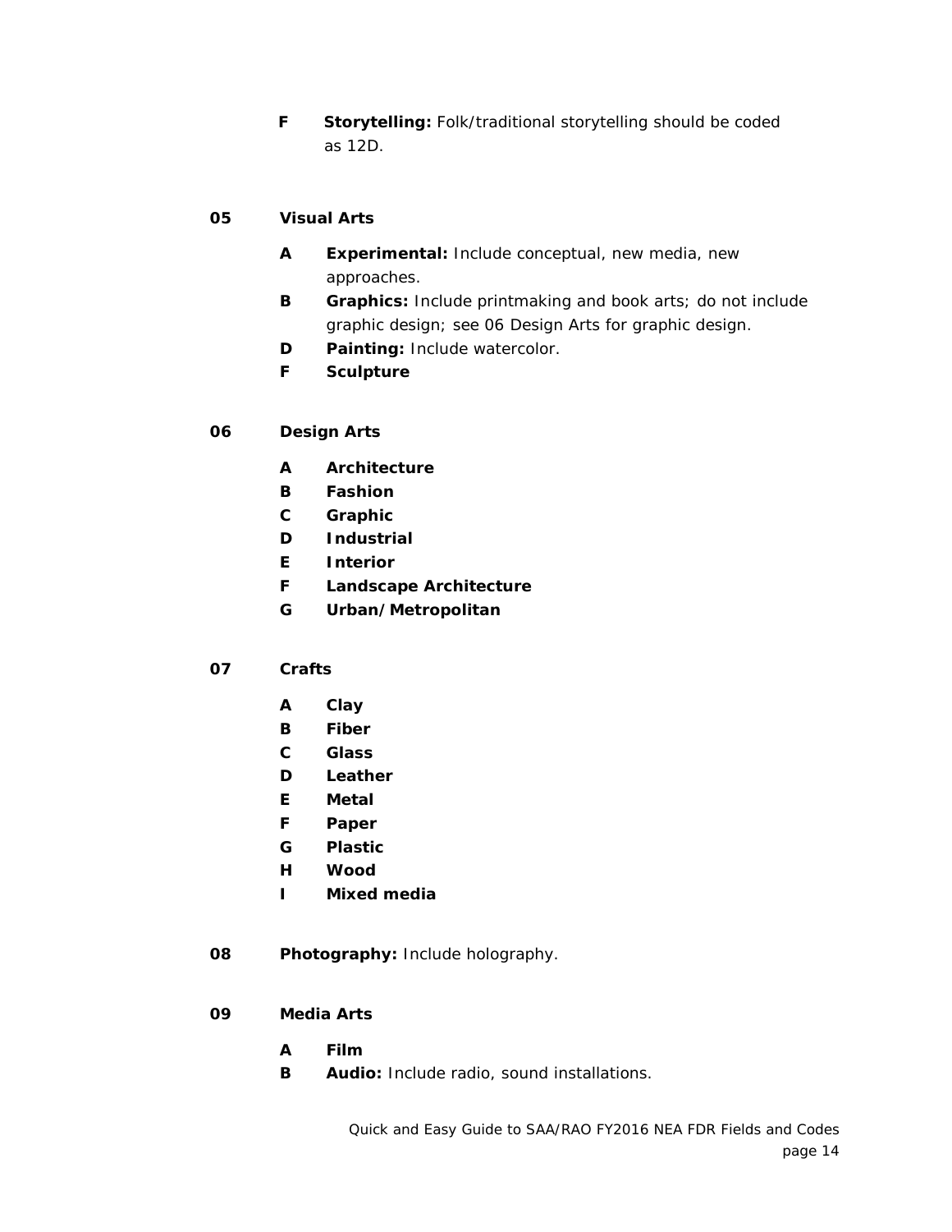- **F** **Storytelling:** Folk/traditional storytelling should be coded as 12D.

**05 Visual Arts**

- **A** **Experimental:** Include conceptual, new media, new approaches.
- **B** **Graphics:** Include printmaking and book arts; do not include graphic design; see 06 Design Arts for graphic design.
- **D** **Painting:** Include watercolor.
- **F** **Sculpture**

**06 Design Arts**

- **A** **Architecture**
- **B** **Fashion**
- **C** **Graphic**
- **D** **Industrial**
- **E** **Interior**
- **F** **Landscape Architecture**
- **G** **Urban/Metropolitan**

**07 Crafts**

- **A** **Clay**
- **B** **Fiber**
- **C** **Glass**
- **D** **Leather**
- **E** **Metal**
- **F** **Paper**
- **G** **Plastic**
- **H** **Wood**
- **I** **Mixed media**

**08 Photography:** Include holography.

**09 Media Arts**

- **A** **Film**
- **B** **Audio:** Include radio, sound installations.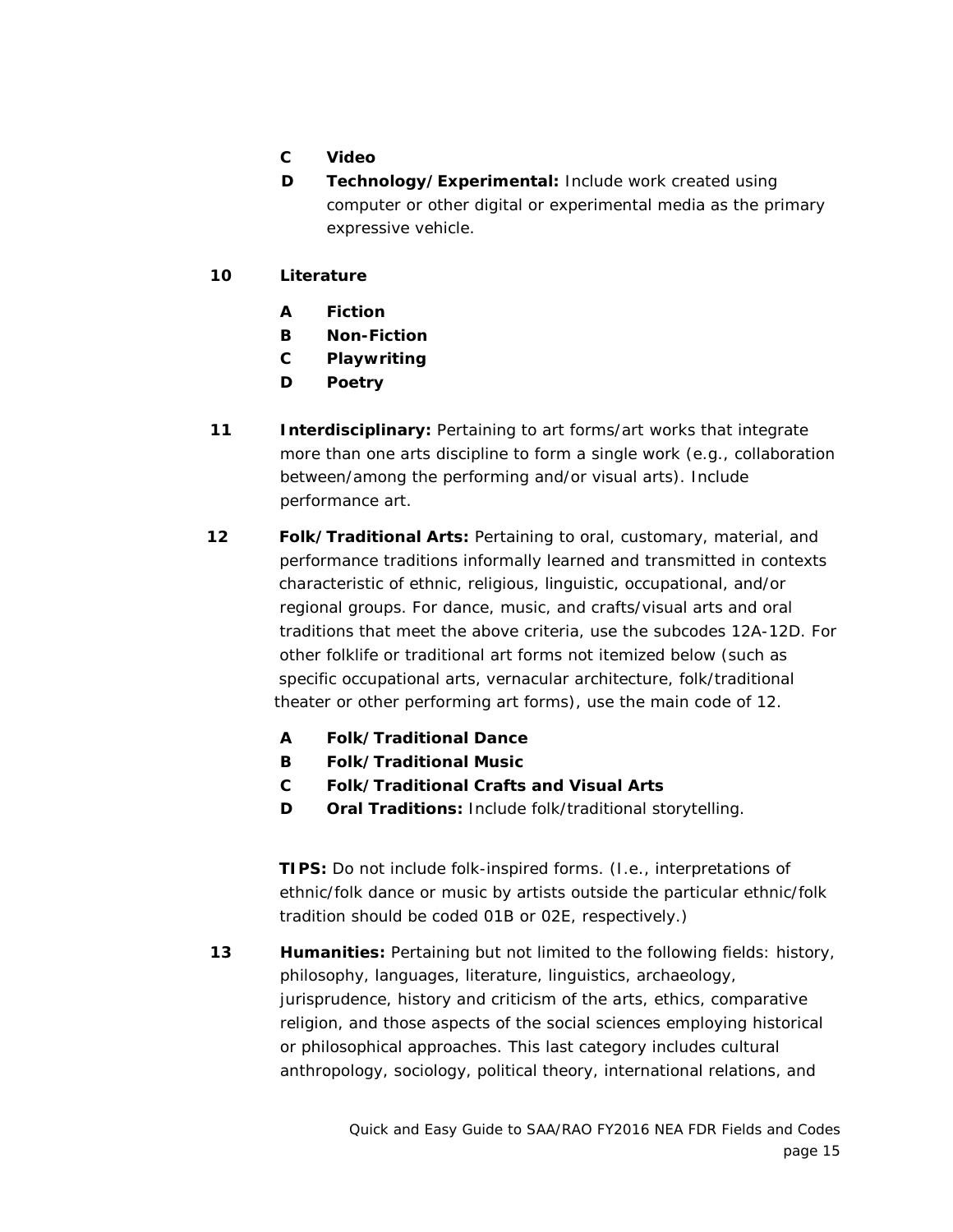- **C** **Video**
- **D** **Technology/Experimental:** Include work created using computer or other digital or experimental media as the primary expressive vehicle.

**10** **Literature**

- **A** **Fiction**
- **B** **Non-Fiction**
- **C** **Playwriting**
- **D** **Poetry**

**11** **Interdisciplinary:** Pertaining to art forms/art works that integrate more than one arts discipline to form a single work (e.g., collaboration between/among the performing and/or visual arts). Include performance art.

**12** **Folk/Traditional Arts:** Pertaining to oral, customary, material, and performance traditions informally learned and transmitted in contexts characteristic of ethnic, religious, linguistic, occupational, and/or regional groups. For dance, music, and crafts/visual arts and oral traditions that meet the above criteria, use the subcodes 12A-12D. For other folklife or traditional art forms not itemized below (such as specific occupational arts, vernacular architecture, folk/traditional theater or other performing art forms), use the main code of 12.

- **A** **Folk/Traditional Dance**
- **B** **Folk/Traditional Music**
- **C** **Folk/Traditional Crafts and Visual Arts**
- **D** **Oral Traditions:** Include folk/traditional storytelling.

**TIPS:** Do not include folk-inspired forms. (I.e., interpretations of ethnic/folk dance or music by artists outside the particular ethnic/folk tradition should be coded 01B or 02E, respectively.)

**13** **Humanities:** Pertaining but not limited to the following fields: history, philosophy, languages, literature, linguistics, archaeology, jurisprudence, history and criticism of the arts, ethics, comparative religion, and those aspects of the social sciences employing historical or philosophical approaches. This last category includes cultural anthropology, sociology, political theory, international relations, and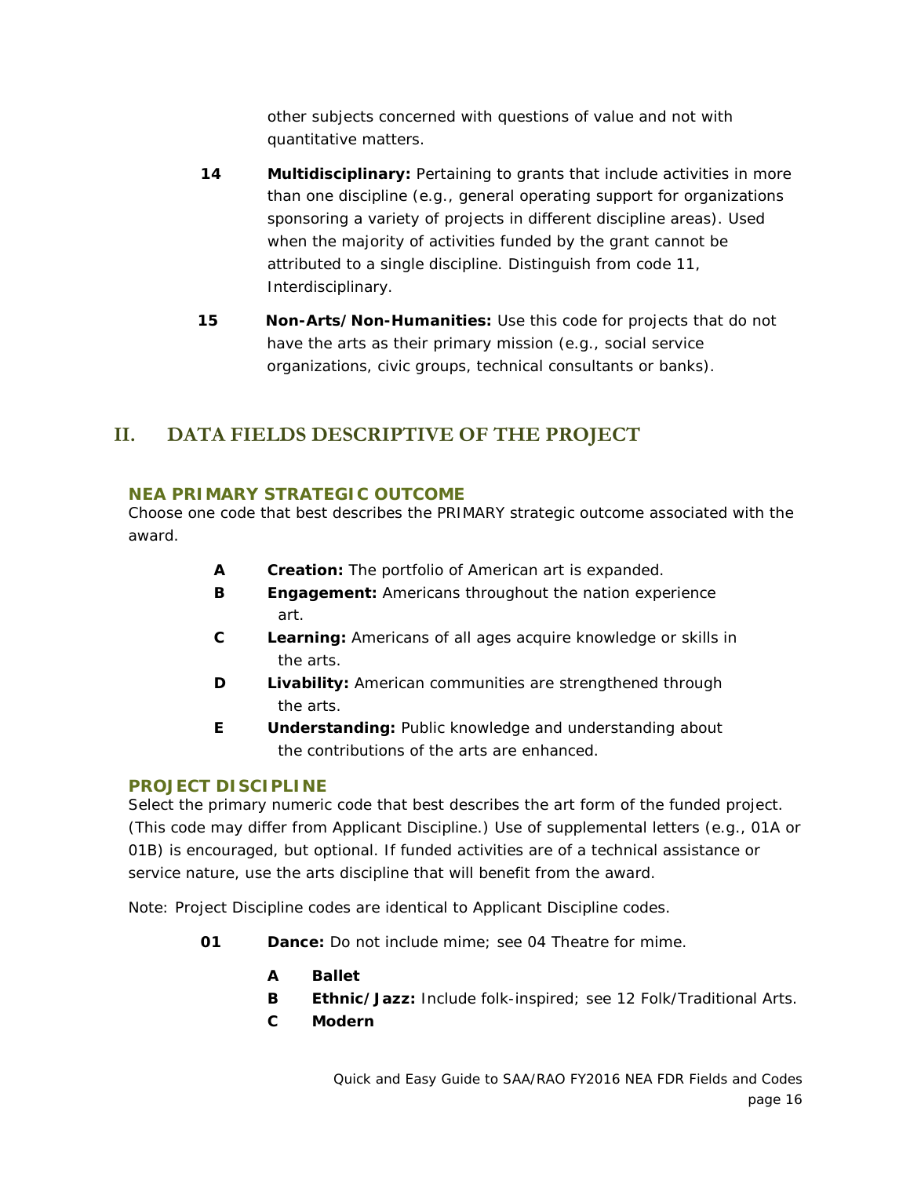other subjects concerned with questions of value and not with quantitative matters.

**14** **Multidisciplinary:** Pertaining to grants that include activities in more than one discipline (e.g., general operating support for organizations sponsoring a variety of projects in different discipline areas). Used when the majority of activities funded by the grant cannot be attributed to a single discipline. Distinguish from code 11, Interdisciplinary.

**15** **Non-Arts/Non-Humanities:** Use this code for projects that do not have the arts as their primary mission (e.g., social service organizations, civic groups, technical consultants or banks).

# II. DATA FIELDS DESCRIPTIVE OF THE PROJECT

### NEA PRIMARY STRATEGIC OUTCOME

Choose one code that best describes the PRIMARY strategic outcome associated with the award.

- **A** **Creation:** The portfolio of American art is expanded.
- **B** **Engagement:** Americans throughout the nation experience art.
- **C** **Learning:** Americans of all ages acquire knowledge or skills in the arts.
- **D** **Livability:** American communities are strengthened through the arts.
- **E** **Understanding:** Public knowledge and understanding about the contributions of the arts are enhanced.

### PROJECT DISCIPLINE

Select the primary numeric code that best describes the art form of the funded project. (This code may differ from Applicant Discipline.) Use of supplemental letters (e.g., 01A or 01B) is encouraged, but optional. If funded activities are of a technical assistance or service nature, use the arts discipline that will benefit from the award.

Note: Project Discipline codes are identical to Applicant Discipline codes.

**01** **Dance:** Do not include mime; see 04 Theatre for mime.

- **A** **Ballet**
- **B** **Ethnic/Jazz:** Include folk-inspired; see 12 Folk/Traditional Arts.
- **C** **Modern**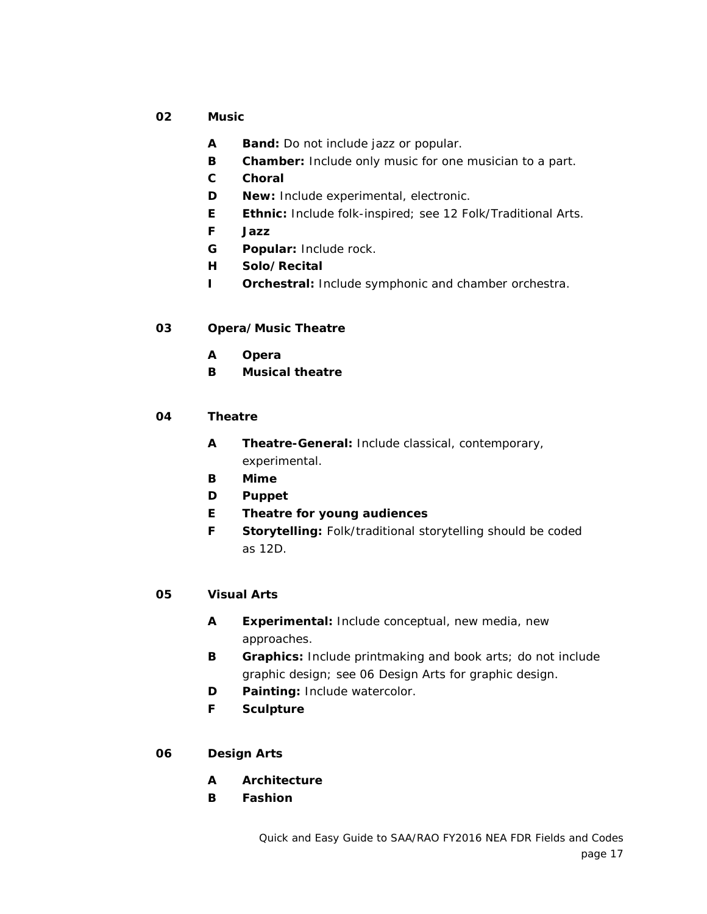**02 Music**

- **A** **Band:** Do not include jazz or popular.
- **B** **Chamber:** Include only music for one musician to a part.
- **C** **Choral**
- **D** **New:** Include experimental, electronic.
- **E** **Ethnic:** Include folk-inspired; see 12 Folk/Traditional Arts.
- **F** **Jazz**
- **G** **Popular:** Include rock.
- **H** **Solo/Recital**
- **I** **Orchestral:** Include symphonic and chamber orchestra.

**03 Opera/Music Theatre**

- **A** **Opera**
- **B** **Musical theatre**

**04 Theatre**

- **A** **Theatre-General:** Include classical, contemporary, experimental.
- **B** **Mime**
- **D** **Puppet**
- **E** **Theatre for young audiences**
- **F** **Storytelling:** Folk/traditional storytelling should be coded as 12D.

**05 Visual Arts**

- **A** **Experimental:** Include conceptual, new media, new approaches.
- **B** **Graphics:** Include printmaking and book arts; do not include graphic design; see 06 Design Arts for graphic design.
- **D** **Painting:** Include watercolor.
- **F** **Sculpture**

**06 Design Arts**

- **A** **Architecture**
- **B** **Fashion**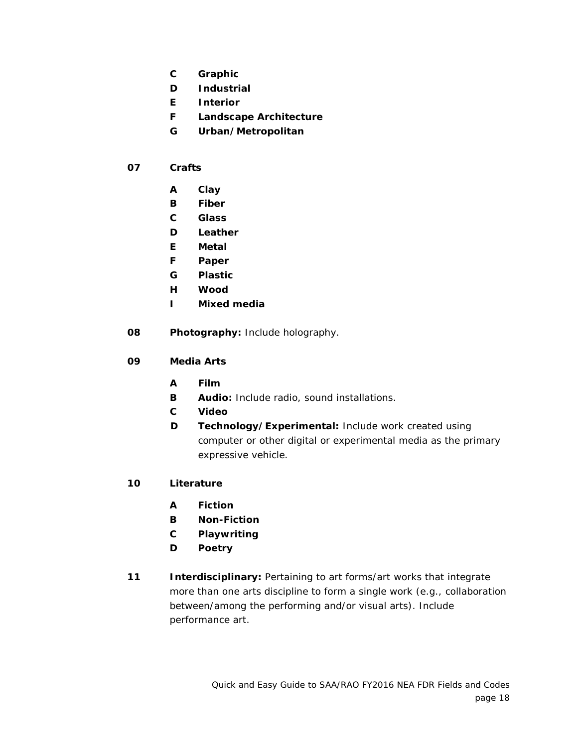- **C** **Graphic**
- **D** **Industrial**
- **E** **Interior**
- **F** **Landscape Architecture**
- **G** **Urban/Metropolitan**

**07** **Crafts**

- **A** **Clay**
- **B** **Fiber**
- **C** **Glass**
- **D** **Leather**
- **E** **Metal**
- **F** **Paper**
- **G** **Plastic**
- **H** **Wood**
- **I** **Mixed media**

**08** **Photography:** Include holography.

**09** **Media Arts**

- **A** **Film**
- **B** **Audio:** Include radio, sound installations.
- **C** **Video**
- **D** **Technology/Experimental:** Include work created using computer or other digital or experimental media as the primary expressive vehicle.

**10** **Literature**

- **A** **Fiction**
- **B** **Non-Fiction**
- **C** **Playwriting**
- **D** **Poetry**

**11** **Interdisciplinary:** Pertaining to art forms/art works that integrate more than one arts discipline to form a single work (e.g., collaboration between/among the performing and/or visual arts). Include performance art.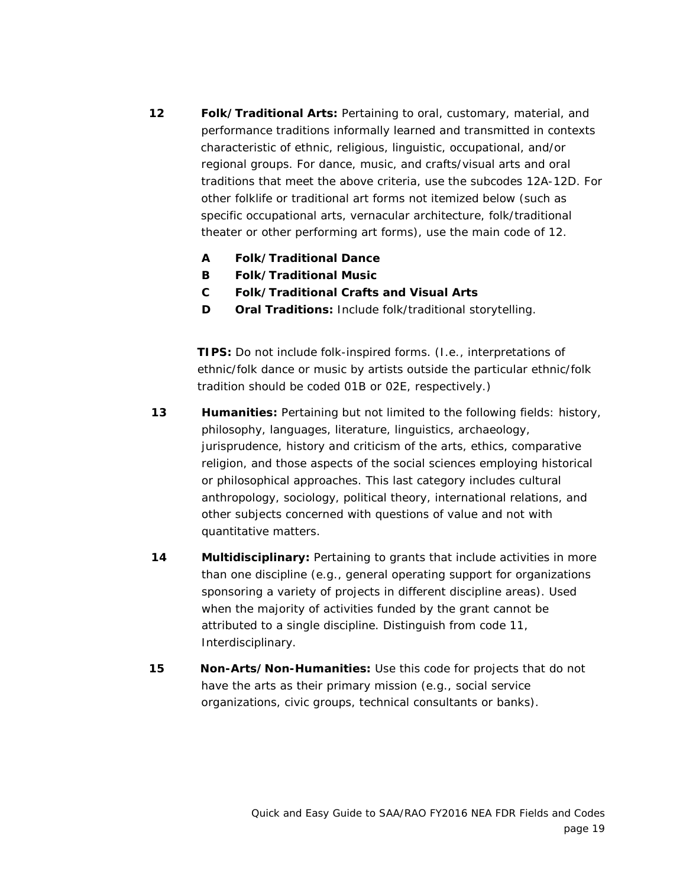**12** **Folk/Traditional Arts:** Pertaining to oral, customary, material, and performance traditions informally learned and transmitted in contexts characteristic of ethnic, religious, linguistic, occupational, and/or regional groups. For dance, music, and crafts/visual arts and oral traditions that meet the above criteria, use the subcodes 12A-12D. For other folklife or traditional art forms not itemized below (such as specific occupational arts, vernacular architecture, folk/traditional theater or other performing art forms), use the main code of 12.

- **A** **Folk/Traditional Dance**
- **B** **Folk/Traditional Music**
- **C** **Folk/Traditional Crafts and Visual Arts**
- **D** **Oral Traditions:** Include folk/traditional storytelling.

**TIPS:** Do not include folk-inspired forms. (I.e., interpretations of ethnic/folk dance or music by artists outside the particular ethnic/folk tradition should be coded 01B or 02E, respectively.)

**13** **Humanities:** Pertaining but not limited to the following fields: history, philosophy, languages, literature, linguistics, archaeology, jurisprudence, history and criticism of the arts, ethics, comparative religion, and those aspects of the social sciences employing historical or philosophical approaches. This last category includes cultural anthropology, sociology, political theory, international relations, and other subjects concerned with questions of value and not with quantitative matters.

**14** **Multidisciplinary:** Pertaining to grants that include activities in more than one discipline (e.g., general operating support for organizations sponsoring a variety of projects in different discipline areas). Used when the majority of activities funded by the grant cannot be attributed to a single discipline. Distinguish from code 11, Interdisciplinary.

**15** **Non-Arts/Non-Humanities:** Use this code for projects that do not have the arts as their primary mission (e.g., social service organizations, civic groups, technical consultants or banks).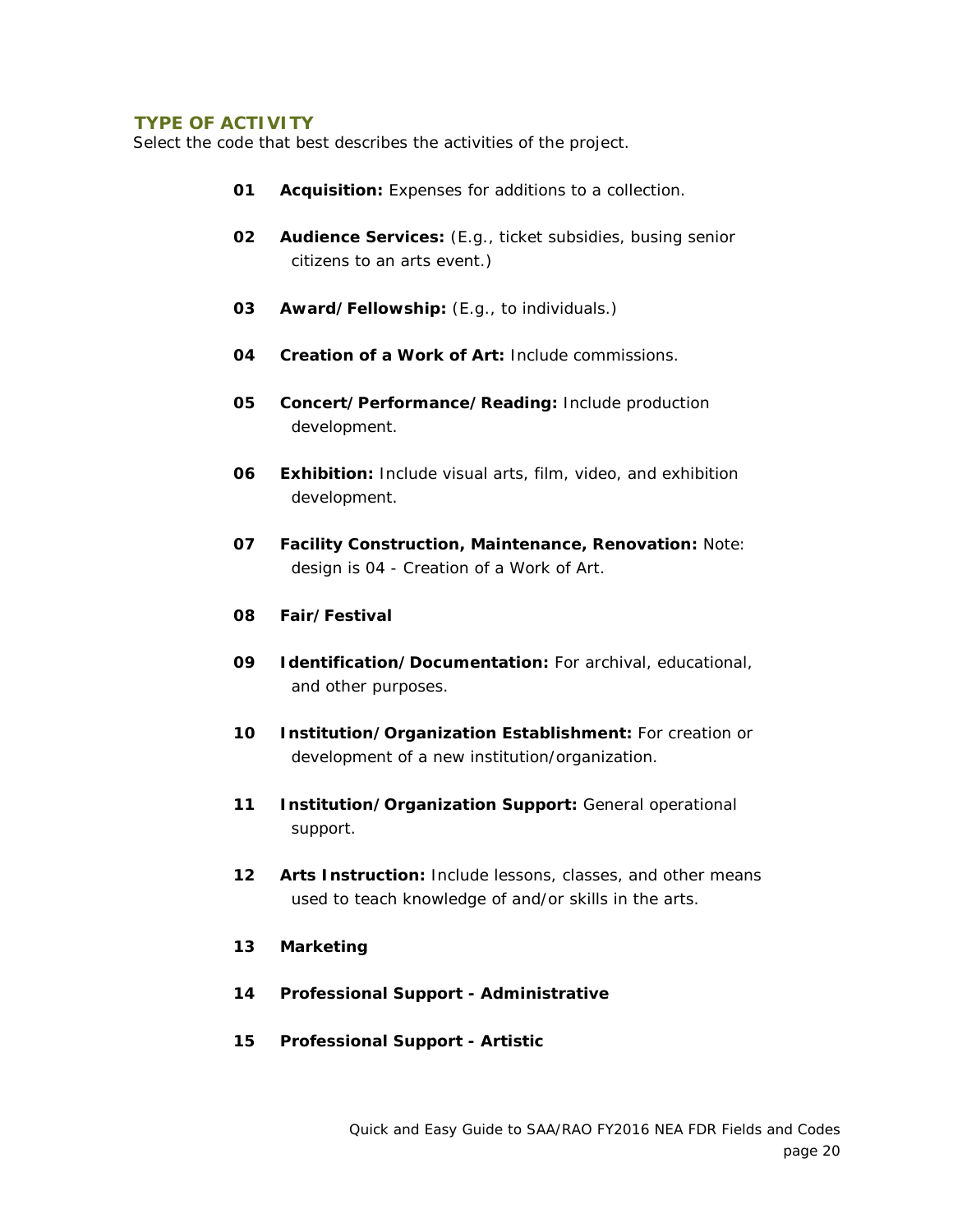## TYPE OF ACTIVITY

Select the code that best describes the activities of the project.

**01** **Acquisition:** Expenses for additions to a collection.

**02** **Audience Services:** (E.g., ticket subsidies, busing senior citizens to an arts event.)

**03** **Award/Fellowship:** (E.g., to individuals.)

**04** **Creation of a Work of Art:** Include commissions.

**05** **Concert/Performance/Reading:** Include production development.

**06** **Exhibition:** Include visual arts, film, video, and exhibition development.

**07** **Facility Construction, Maintenance, Renovation:** Note: design is 04 - Creation of a Work of Art.

**08** **Fair/Festival**

**09** **Identification/Documentation:** For archival, educational, and other purposes.

**10** **Institution/Organization Establishment:** For creation or development of a new institution/organization.

**11** **Institution/Organization Support:** General operational support.

**12** **Arts Instruction:** Include lessons, classes, and other means used to teach knowledge of and/or skills in the arts.

**13** **Marketing**

**14** **Professional Support - Administrative**

**15** **Professional Support - Artistic**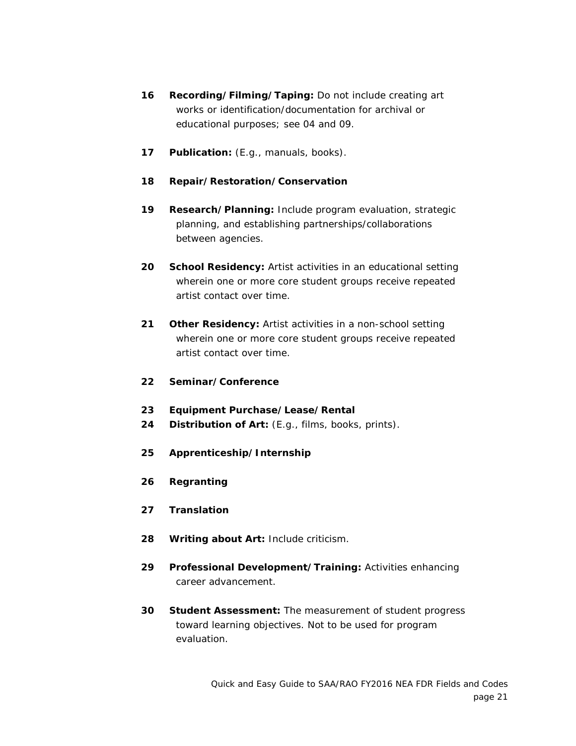**16 Recording/Filming/Taping:** Do not include creating art works or identification/documentation for archival or educational purposes; see 04 and 09.

**17 Publication:** (E.g., manuals, books).

**18 Repair/Restoration/Conservation**

**19 Research/Planning:** Include program evaluation, strategic planning, and establishing partnerships/collaborations between agencies.

**20 School Residency:** Artist activities in an educational setting wherein one or more core student groups receive repeated artist contact over time.

**21 Other Residency:** Artist activities in a non-school setting wherein one or more core student groups receive repeated artist contact over time.

**22 Seminar/Conference**

**23 Equipment Purchase/Lease/Rental**

**24 Distribution of Art:** (E.g., films, books, prints).

**25 Apprenticeship/Internship**

**26 Regranting**

**27 Translation**

**28 Writing about Art:** Include criticism.

**29 Professional Development/Training:** Activities enhancing career advancement.

**30 Student Assessment:** The measurement of student progress toward learning objectives. Not to be used for program evaluation.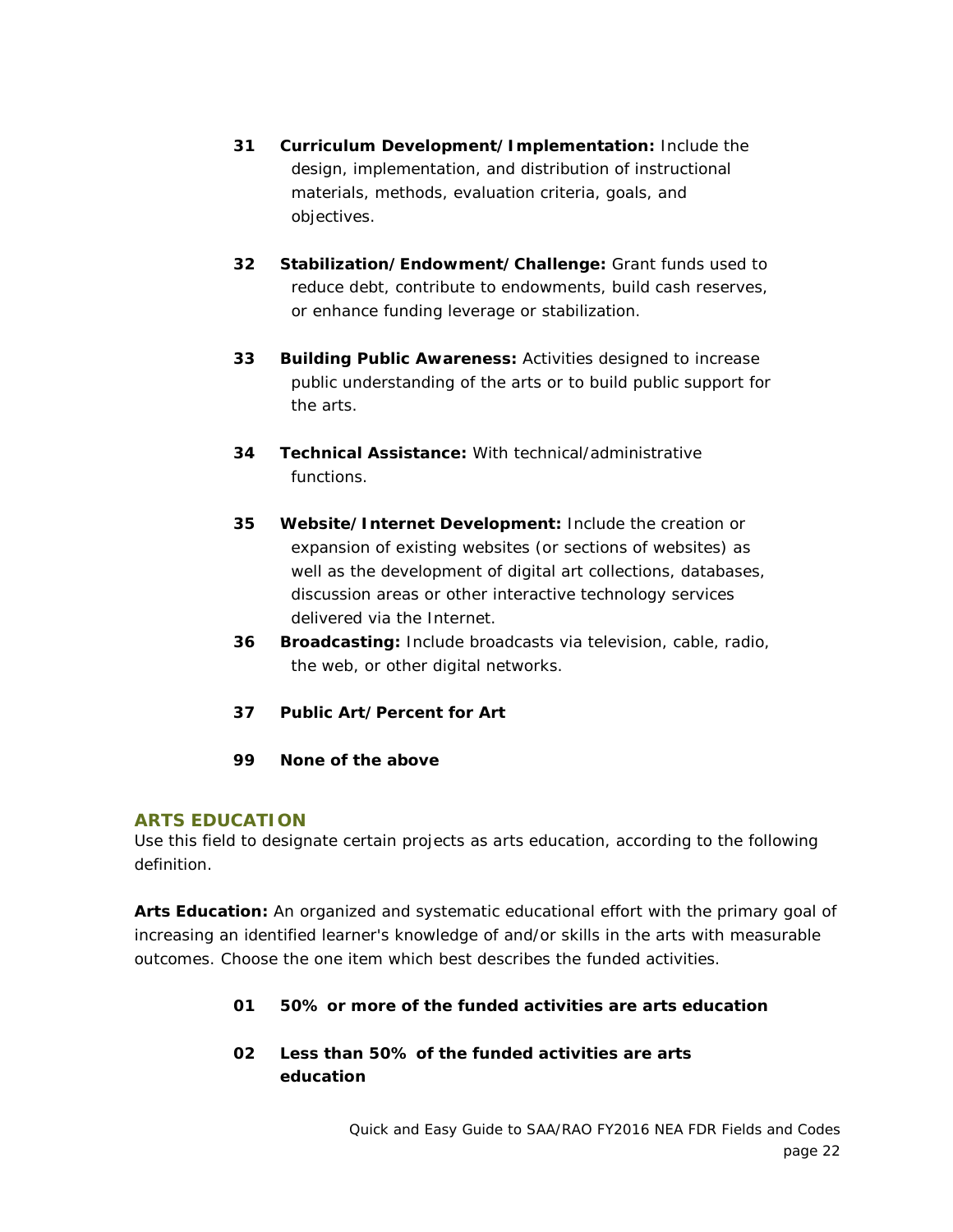**31 Curriculum Development/Implementation:** Include the design, implementation, and distribution of instructional materials, methods, evaluation criteria, goals, and objectives.

**32 Stabilization/Endowment/Challenge:** Grant funds used to reduce debt, contribute to endowments, build cash reserves, or enhance funding leverage or stabilization.

**33 Building Public Awareness:** Activities designed to increase public understanding of the arts or to build public support for the arts.

**34 Technical Assistance:** With technical/administrative functions.

**35 Website/Internet Development:** Include the creation or expansion of existing websites (or sections of websites) as well as the development of digital art collections, databases, discussion areas or other interactive technology services delivered via the Internet.

**36 Broadcasting:** Include broadcasts via television, cable, radio, the web, or other digital networks.

**37 Public Art/Percent for Art**

**99 None of the above**

## ARTS EDUCATION

Use this field to designate certain projects as arts education, according to the following definition.

**Arts Education:** An organized and systematic educational effort with the primary goal of increasing an identified learner's knowledge of and/or skills in the arts with measurable outcomes. Choose the one item which best describes the funded activities.

**01 50% or more of the funded activities are arts education**

**02 Less than 50% of the funded activities are arts education**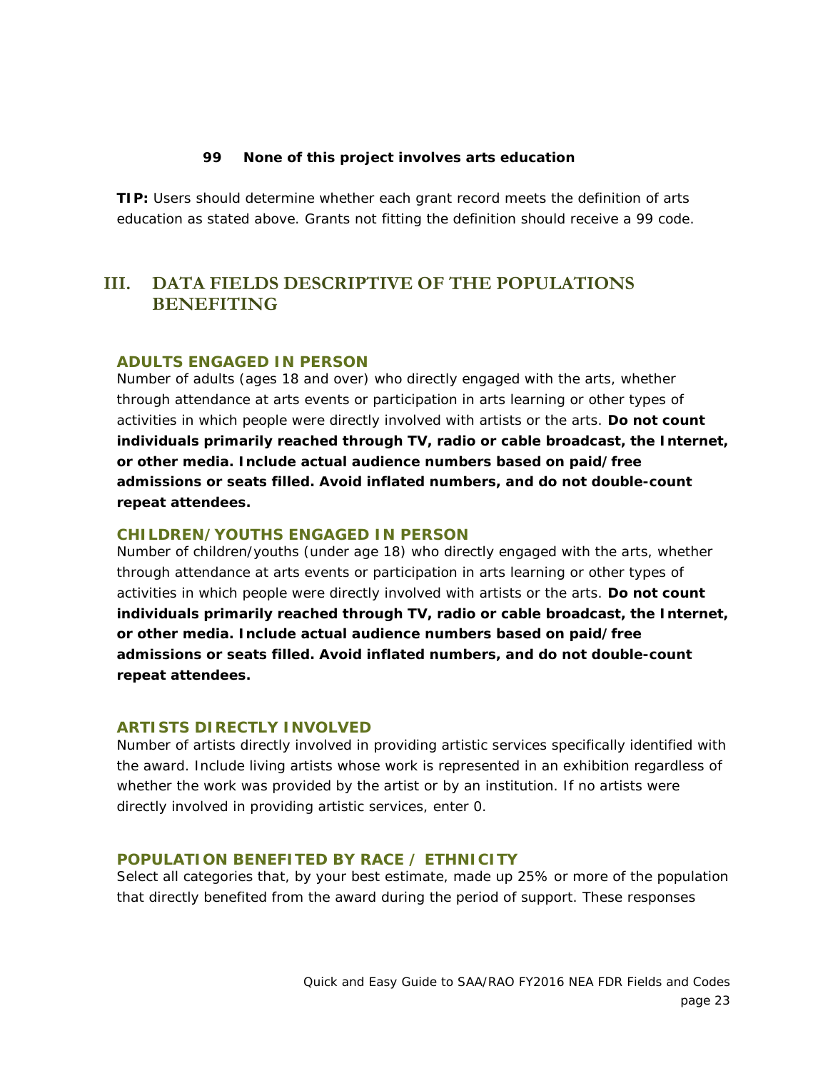**99 None of this project involves arts education**

**TIP:** Users should determine whether each grant record meets the definition of arts education as stated above. Grants not fitting the definition should receive a 99 code.

## III. DATA FIELDS DESCRIPTIVE OF THE POPULATIONS BENEFITING

### ADULTS ENGAGED IN PERSON

Number of adults (ages 18 and over) who directly engaged with the arts, whether through attendance at arts events or participation in arts learning or other types of activities in which people were directly involved with artists or the arts. **Do not count individuals primarily reached through TV, radio or cable broadcast, the Internet, or other media. Include actual audience numbers based on paid/free admissions or seats filled. Avoid inflated numbers, and do not double-count repeat attendees.**

### CHILDREN/YOUTHS ENGAGED IN PERSON

Number of children/youths (under age 18) who directly engaged with the arts, whether through attendance at arts events or participation in arts learning or other types of activities in which people were directly involved with artists or the arts. **Do not count individuals primarily reached through TV, radio or cable broadcast, the Internet, or other media. Include actual audience numbers based on paid/free admissions or seats filled. Avoid inflated numbers, and do not double-count repeat attendees.**

### ARTISTS DIRECTLY INVOLVED

Number of artists directly involved in providing artistic services specifically identified with the award. Include living artists whose work is represented in an exhibition regardless of whether the work was provided by the artist or by an institution. If no artists were directly involved in providing artistic services, enter 0.

### POPULATION BENEFITED BY RACE / ETHNICITY

Select all categories that, by your best estimate, made up 25% or more of the population that directly benefited from the award during the period of support. These responses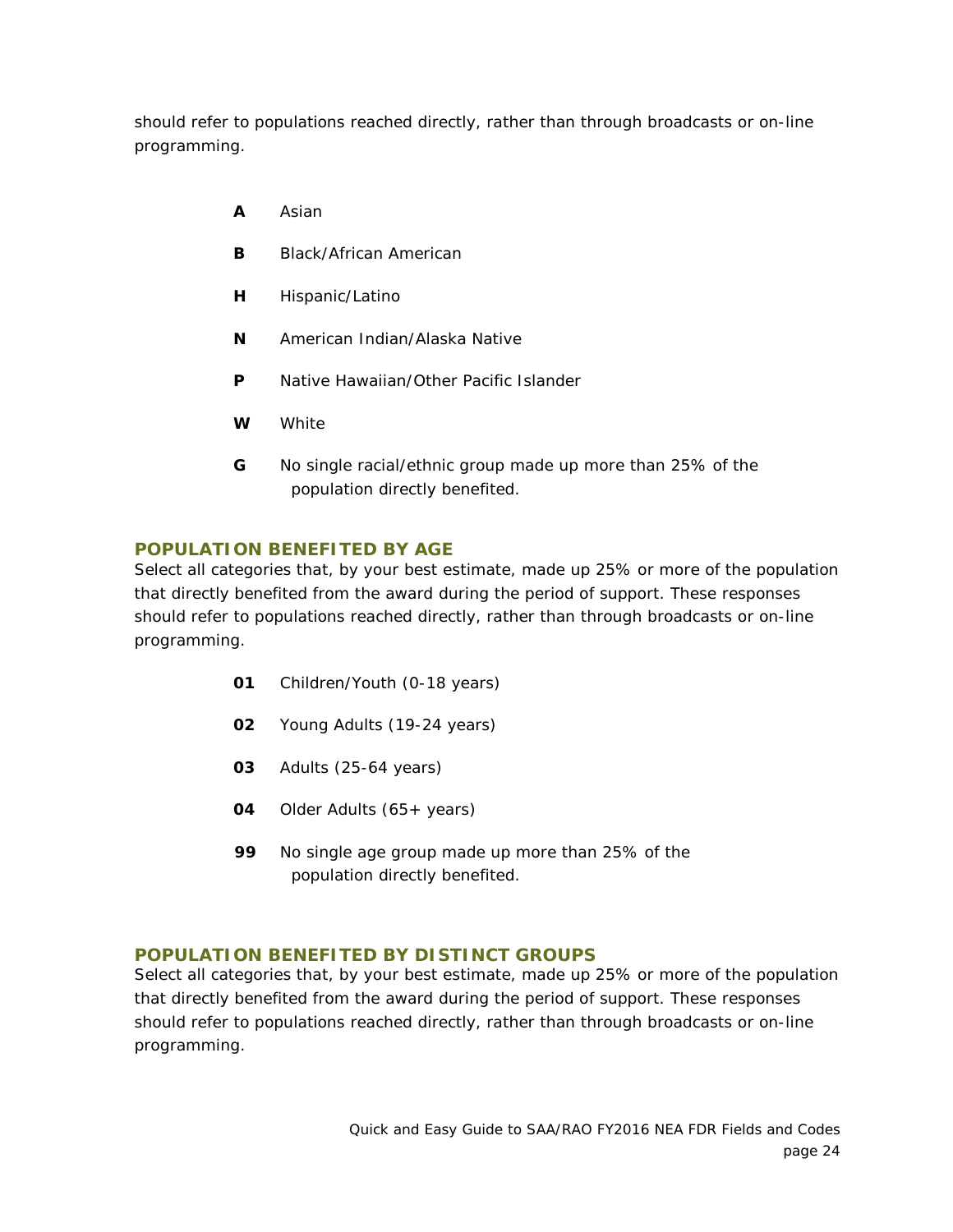should refer to populations reached directly, rather than through broadcasts or on-line programming.

- **A** Asian
- **B** Black/African American
- **H** Hispanic/Latino
- **N** American Indian/Alaska Native
- **P** Native Hawaiian/Other Pacific Islander
- **W** White
- **G** No single racial/ethnic group made up more than 25% of the population directly benefited.

## POPULATION BENEFITED BY AGE

Select all categories that, by your best estimate, made up 25% or more of the population that directly benefited from the award during the period of support. These responses should refer to populations reached directly, rather than through broadcasts or on-line programming.

- **01** Children/Youth (0-18 years)
- **02** Young Adults (19-24 years)
- **03** Adults (25-64 years)
- **04** Older Adults (65+ years)
- **99** No single age group made up more than 25% of the population directly benefited.

## POPULATION BENEFITED BY DISTINCT GROUPS

Select all categories that, by your best estimate, made up 25% or more of the population that directly benefited from the award during the period of support. These responses should refer to populations reached directly, rather than through broadcasts or on-line programming.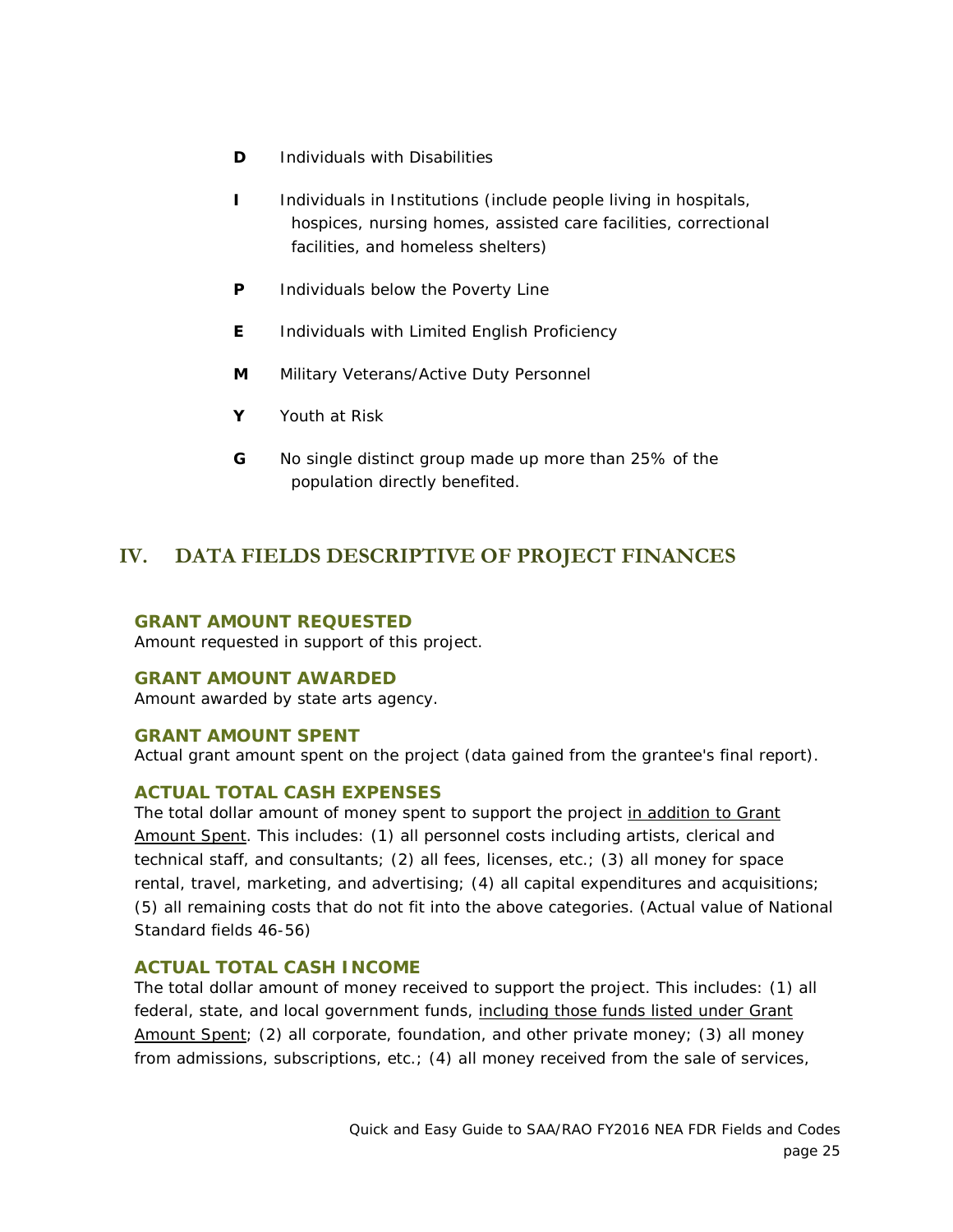**D** Individuals with Disabilities

**I** Individuals in Institutions (include people living in hospitals, hospices, nursing homes, assisted care facilities, correctional facilities, and homeless shelters)

**P** Individuals below the Poverty Line

**E** Individuals with Limited English Proficiency

**M** Military Veterans/Active Duty Personnel

**Y** Youth at Risk

**G** No single distinct group made up more than 25% of the population directly benefited.

## IV. DATA FIELDS DESCRIPTIVE OF PROJECT FINANCES

### GRANT AMOUNT REQUESTED

Amount requested in support of this project.

### GRANT AMOUNT AWARDED

Amount awarded by state arts agency.

### GRANT AMOUNT SPENT

Actual grant amount spent on the project (data gained from the grantee's final report).

### ACTUAL TOTAL CASH EXPENSES

The total dollar amount of money spent to support the project in addition to Grant Amount Spent. This includes: (1) all personnel costs including artists, clerical and technical staff, and consultants; (2) all fees, licenses, etc.; (3) all money for space rental, travel, marketing, and advertising; (4) all capital expenditures and acquisitions; (5) all remaining costs that do not fit into the above categories. (Actual value of National Standard fields 46-56)

### ACTUAL TOTAL CASH INCOME

The total dollar amount of money received to support the project. This includes: (1) all federal, state, and local government funds, including those funds listed under Grant Amount Spent; (2) all corporate, foundation, and other private money; (3) all money from admissions, subscriptions, etc.; (4) all money received from the sale of services,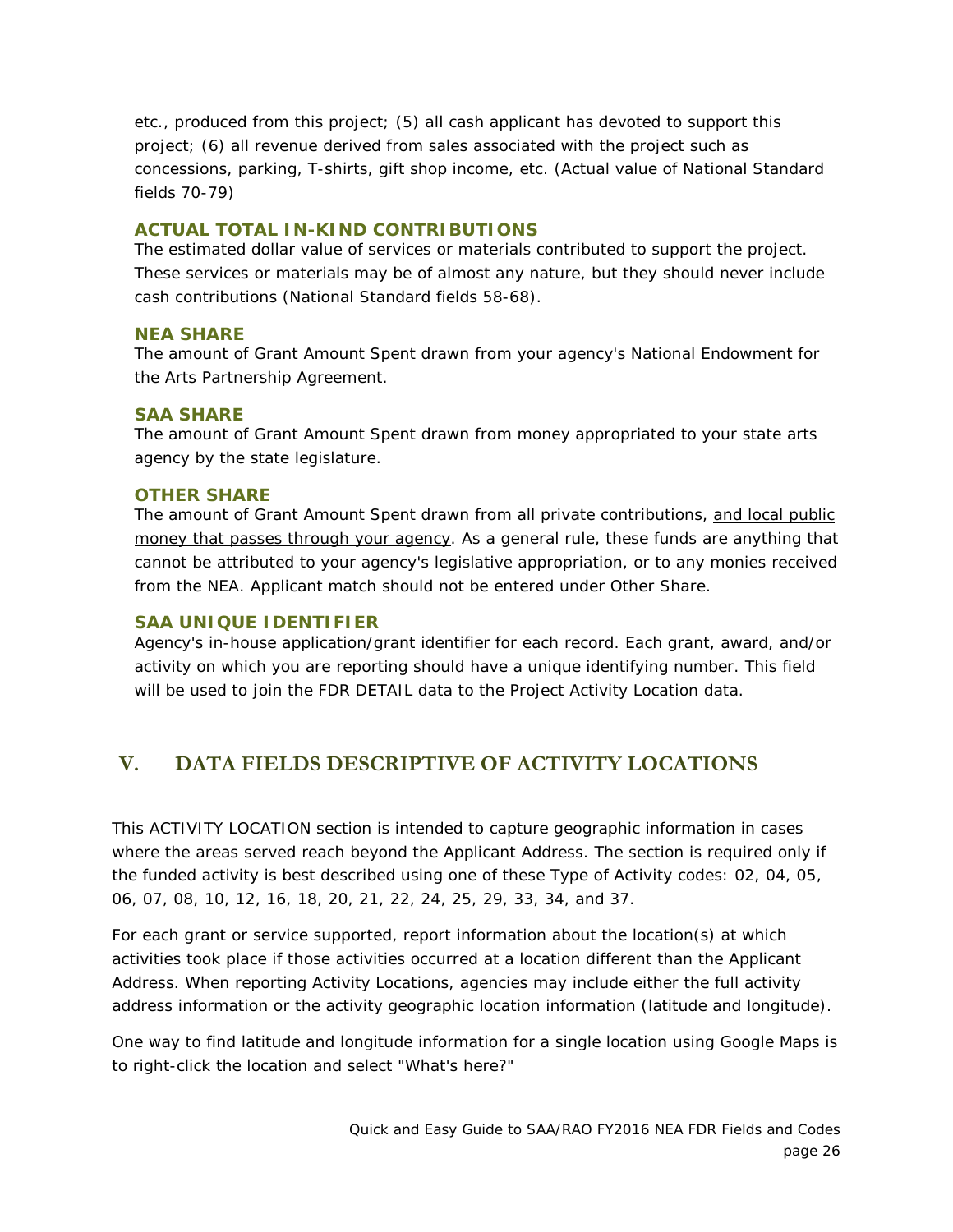etc., produced from this project; (5) all cash applicant has devoted to support this project; (6) all revenue derived from sales associated with the project such as concessions, parking, T-shirts, gift shop income, etc. (Actual value of National Standard fields 70-79)

### ACTUAL TOTAL IN-KIND CONTRIBUTIONS

The estimated dollar value of services or materials contributed to support the project. These services or materials may be of almost any nature, but they should never include cash contributions (National Standard fields 58-68).

### NEA SHARE

The amount of Grant Amount Spent drawn from your agency's National Endowment for the Arts Partnership Agreement.

### SAA SHARE

The amount of Grant Amount Spent drawn from money appropriated to your state arts agency by the state legislature.

### OTHER SHARE

The amount of Grant Amount Spent drawn from all private contributions, <u>and local public money that passes through your agency</u>. As a general rule, these funds are anything that cannot be attributed to your agency's legislative appropriation, or to any monies received from the NEA. Applicant match should not be entered under Other Share.

### SAA UNIQUE IDENTIFIER

Agency's in-house application/grant identifier for each record. Each grant, award, and/or activity on which you are reporting should have a unique identifying number. This field will be used to join the FDR DETAIL data to the Project Activity Location data.

## V. DATA FIELDS DESCRIPTIVE OF ACTIVITY LOCATIONS

This ACTIVITY LOCATION section is intended to capture geographic information in cases where the areas served reach beyond the Applicant Address. The section is required only if the funded activity is best described using one of these Type of Activity codes: 02, 04, 05, 06, 07, 08, 10, 12, 16, 18, 20, 21, 22, 24, 25, 29, 33, 34, and 37.

For each grant or service supported, report information about the location(s) at which activities took place if those activities occurred at a location different than the Applicant Address. When reporting Activity Locations, agencies may include either the full activity address information or the activity geographic location information (latitude and longitude).

One way to find latitude and longitude information for a single location using Google Maps is to right-click the location and select "What's here?"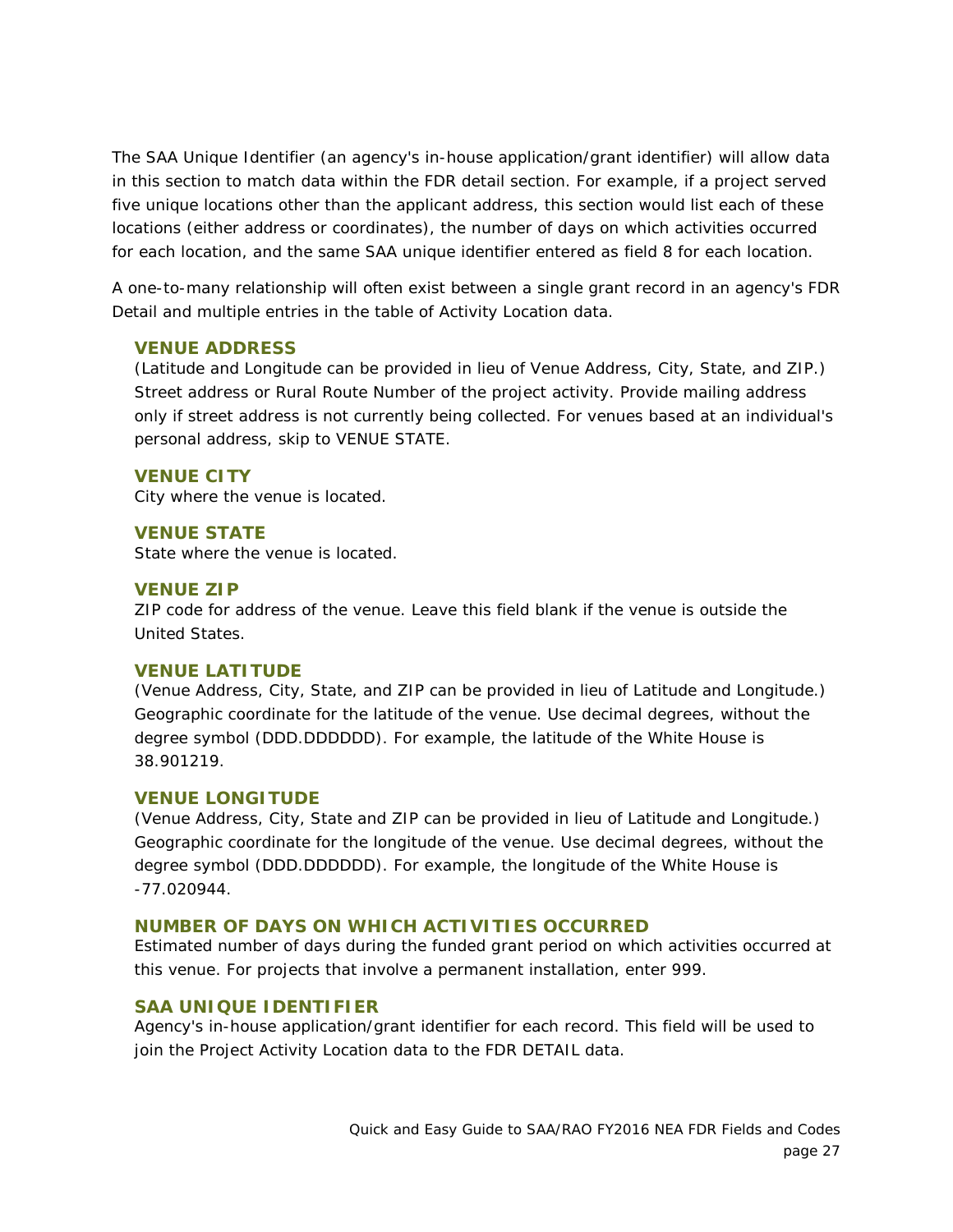The SAA Unique Identifier (an agency's in-house application/grant identifier) will allow data in this section to match data within the FDR detail section. For example, if a project served five unique locations other than the applicant address, this section would list each of these locations (either address or coordinates), the number of days on which activities occurred for each location, and the same SAA unique identifier entered as field 8 for each location.

A one-to-many relationship will often exist between a single grant record in an agency's FDR Detail and multiple entries in the table of Activity Location data.

### VENUE ADDRESS

(Latitude and Longitude can be provided in lieu of Venue Address, City, State, and ZIP.) Street address or Rural Route Number of the project activity. Provide mailing address only if street address is not currently being collected. For venues based at an individual's personal address, skip to VENUE STATE.

### VENUE CITY

City where the venue is located.

### VENUE STATE

State where the venue is located.

### VENUE ZIP

ZIP code for address of the venue. Leave this field blank if the venue is outside the United States.

### VENUE LATITUDE

(Venue Address, City, State, and ZIP can be provided in lieu of Latitude and Longitude.) Geographic coordinate for the latitude of the venue. Use decimal degrees, without the degree symbol (DDD.DDDDDD). For example, the latitude of the White House is 38.901219.

### VENUE LONGITUDE

(Venue Address, City, State and ZIP can be provided in lieu of Latitude and Longitude.) Geographic coordinate for the longitude of the venue. Use decimal degrees, without the degree symbol (DDD.DDDDDD). For example, the longitude of the White House is -77.020944.

### NUMBER OF DAYS ON WHICH ACTIVITIES OCCURRED

Estimated number of days during the funded grant period on which activities occurred at this venue. For projects that involve a permanent installation, enter 999.

### SAA UNIQUE IDENTIFIER

Agency's in-house application/grant identifier for each record. This field will be used to join the Project Activity Location data to the FDR DETAIL data.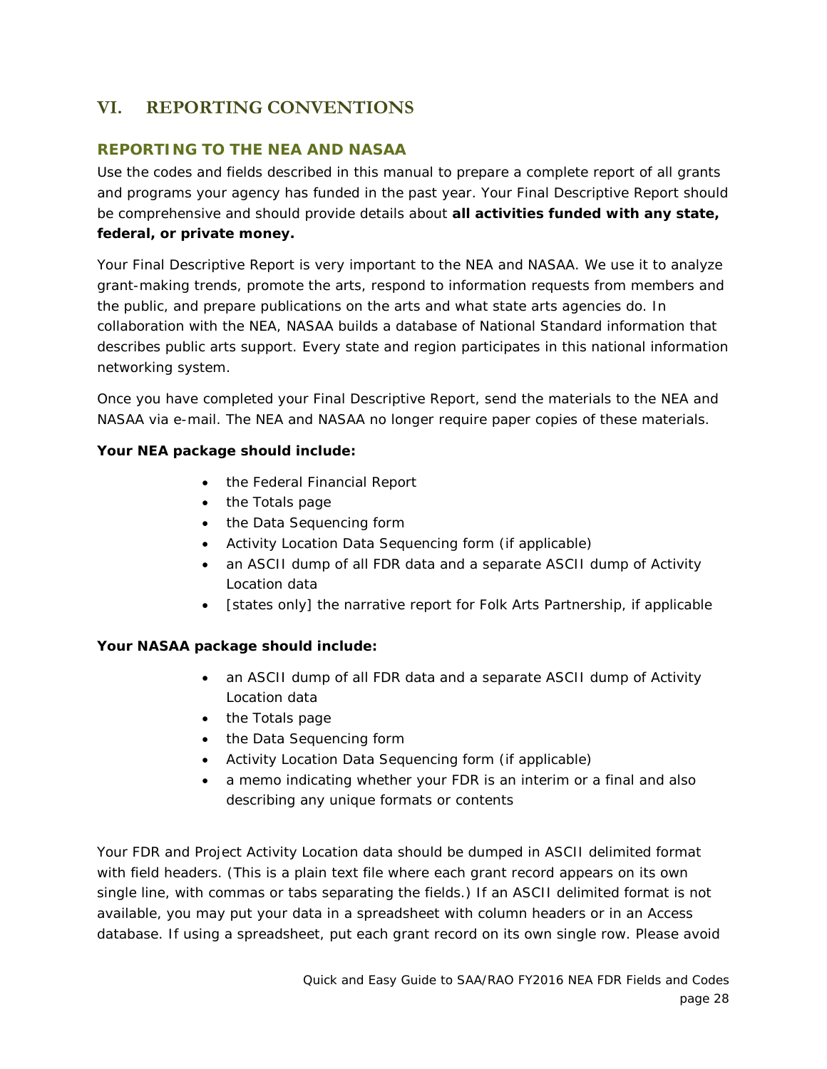# VI. REPORTING CONVENTIONS

## REPORTING TO THE NEA AND NASAA

Use the codes and fields described in this manual to prepare a complete report of all grants and programs your agency has funded in the past year. Your Final Descriptive Report should be comprehensive and should provide details about **all activities funded with any state, federal, or private money.**

Your Final Descriptive Report is very important to the NEA and NASAA. We use it to analyze grant-making trends, promote the arts, respond to information requests from members and the public, and prepare publications on the arts and what state arts agencies do. In collaboration with the NEA, NASAA builds a database of National Standard information that describes public arts support. Every state and region participates in this national information networking system.

Once you have completed your Final Descriptive Report, send the materials to the NEA and NASAA via e-mail. The NEA and NASAA no longer require paper copies of these materials.

**Your NEA package should include:**

- the Federal Financial Report
- the Totals page
- the Data Sequencing form
- Activity Location Data Sequencing form (if applicable)
- an ASCII dump of all FDR data and a separate ASCII dump of Activity Location data
- [states only] the narrative report for Folk Arts Partnership, if applicable

**Your NASAA package should include:**

- an ASCII dump of all FDR data and a separate ASCII dump of Activity Location data
- the Totals page
- the Data Sequencing form
- Activity Location Data Sequencing form (if applicable)
- a memo indicating whether your FDR is an interim or a final and also describing any unique formats or contents

Your FDR and Project Activity Location data should be dumped in ASCII delimited format with field headers. (This is a plain text file where each grant record appears on its own single line, with commas or tabs separating the fields.) If an ASCII delimited format is not available, you may put your data in a spreadsheet with column headers or in an Access database. If using a spreadsheet, put each grant record on its own single row. Please avoid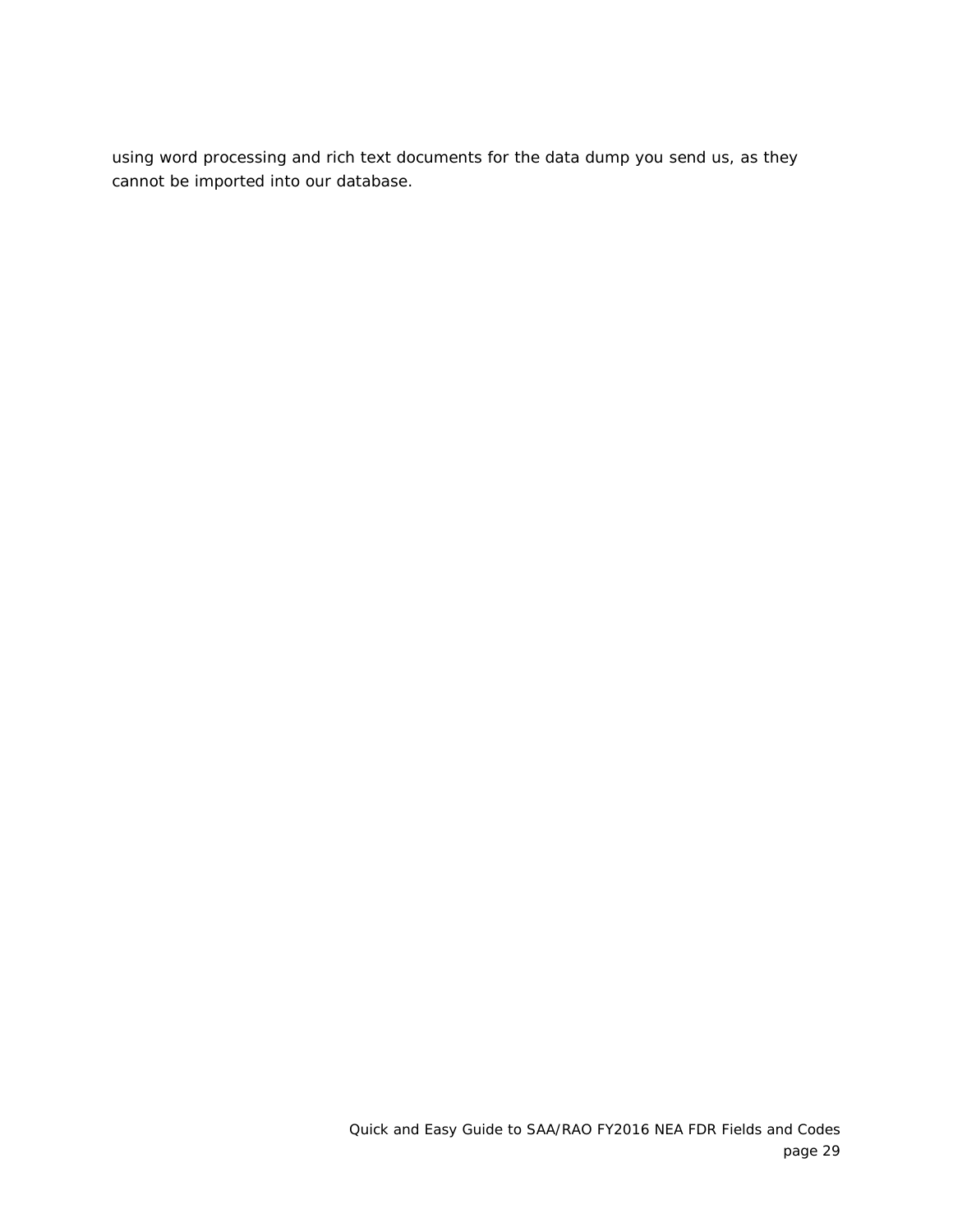using word processing and rich text documents for the data dump you send us, as they cannot be imported into our database.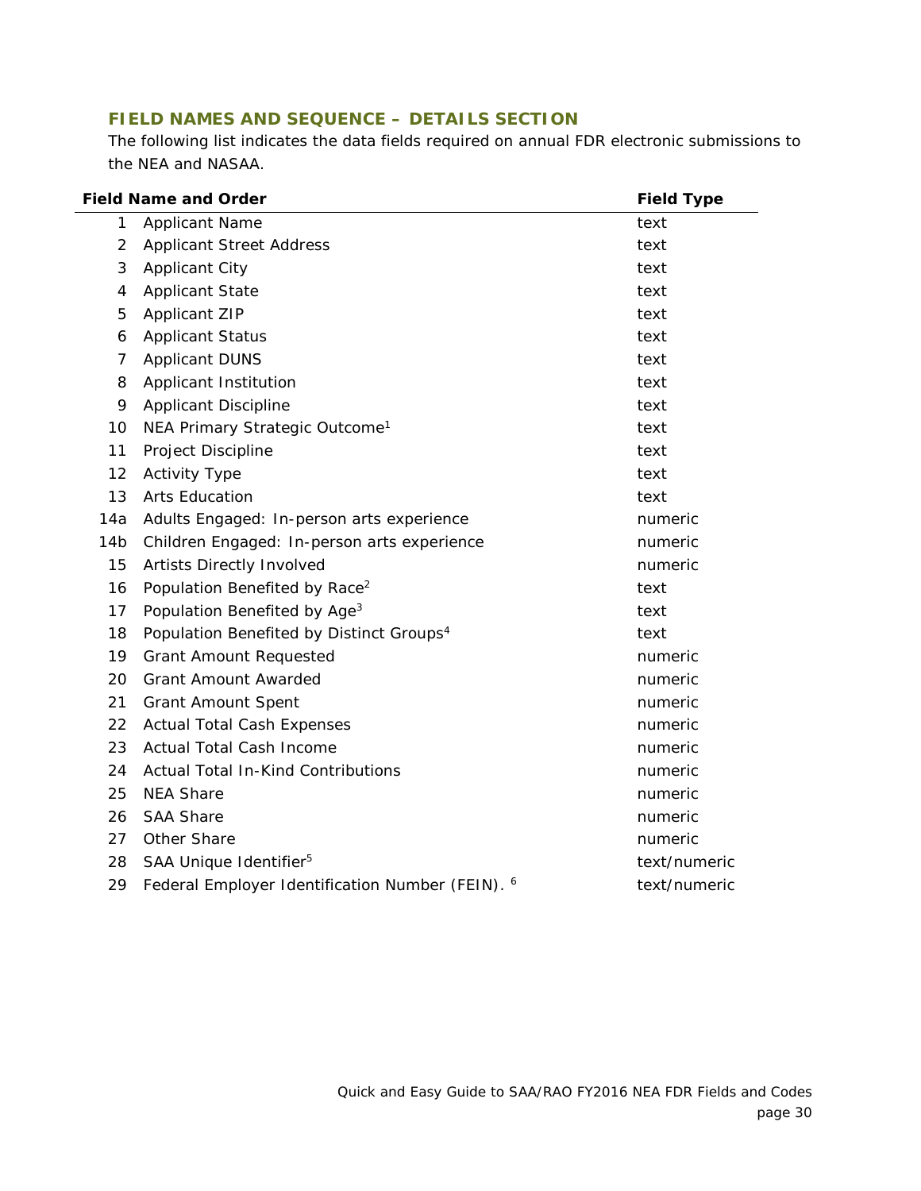### FIELD NAMES AND SEQUENCE – DETAILS SECTION

The following list indicates the data fields required on annual FDR electronic submissions to the NEA and NASAA.

| | Field Name and Order | Field Type |
|---|---|---|
| 1 | Applicant Name | text |
| 2 | Applicant Street Address | text |
| 3 | Applicant City | text |
| 4 | Applicant State | text |
| 5 | Applicant ZIP | text |
| 6 | Applicant Status | text |
| 7 | Applicant DUNS | text |
| 8 | Applicant Institution | text |
| 9 | Applicant Discipline | text |
| 10 | NEA Primary Strategic Outcome[1] | text |
| 11 | Project Discipline | text |
| 12 | Activity Type | text |
| 13 | Arts Education | text |
| 14a | Adults Engaged: In-person arts experience | numeric |
| 14b | Children Engaged: In-person arts experience | numeric |
| 15 | Artists Directly Involved | numeric |
| 16 | Population Benefited by Race[2] | text |
| 17 | Population Benefited by Age[3] | text |
| 18 | Population Benefited by Distinct Groups[4] | text |
| 19 | Grant Amount Requested | numeric |
| 20 | Grant Amount Awarded | numeric |
| 21 | Grant Amount Spent | numeric |
| 22 | Actual Total Cash Expenses | numeric |
| 23 | Actual Total Cash Income | numeric |
| 24 | Actual Total In-Kind Contributions | numeric |
| 25 | NEA Share | numeric |
| 26 | SAA Share | numeric |
| 27 | Other Share | numeric |
| 28 | SAA Unique Identifier[5] | text/numeric |
| 29 | Federal Employer Identification Number (FEIN). [6] | text/numeric |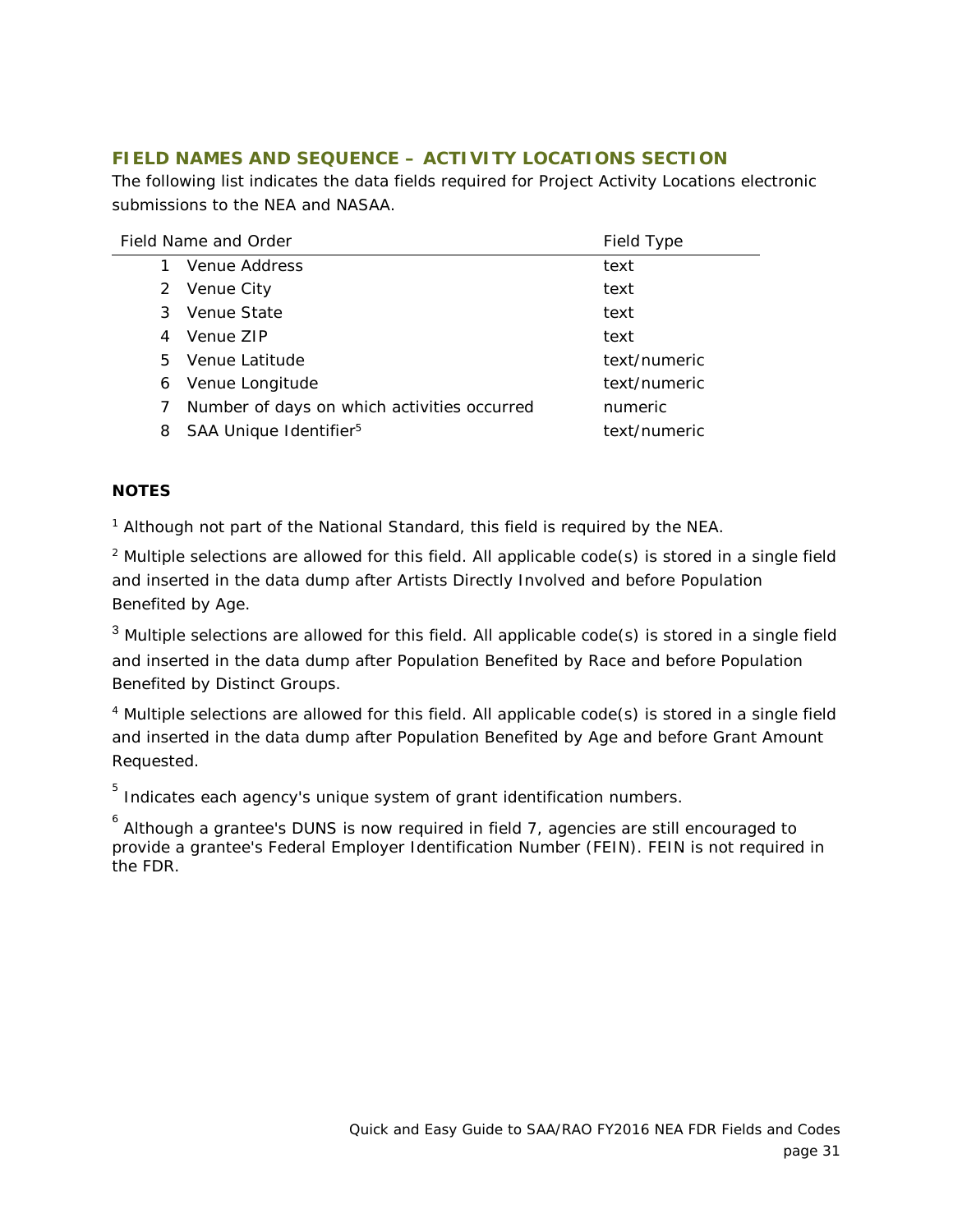## FIELD NAMES AND SEQUENCE – ACTIVITY LOCATIONS SECTION

The following list indicates the data fields required for Project Activity Locations electronic submissions to the NEA and NASAA.

| Field Name and Order | | Field Type |
|---|---|---|
| 1 | Venue Address | text |
| 2 | Venue City | text |
| 3 | Venue State | text |
| 4 | Venue ZIP | text |
| 5 | Venue Latitude | text/numeric |
| 6 | Venue Longitude | text/numeric |
| 7 | Number of days on which activities occurred | numeric |
| 8 | SAA Unique Identifier[5] | text/numeric |

**NOTES**

[1] Although not part of the National Standard, this field is required by the NEA.

[2] Multiple selections are allowed for this field. All applicable code(s) is stored in a single field and inserted in the data dump after Artists Directly Involved and before Population Benefited by Age.

[3] Multiple selections are allowed for this field. All applicable code(s) is stored in a single field and inserted in the data dump after Population Benefited by Race and before Population Benefited by Distinct Groups.

[4] Multiple selections are allowed for this field. All applicable code(s) is stored in a single field and inserted in the data dump after Population Benefited by Age and before Grant Amount Requested.

[5] Indicates each agency's unique system of grant identification numbers.

[6] Although a grantee's DUNS is now required in field 7, agencies are still encouraged to provide a grantee's Federal Employer Identification Number (FEIN). FEIN is not required in the FDR.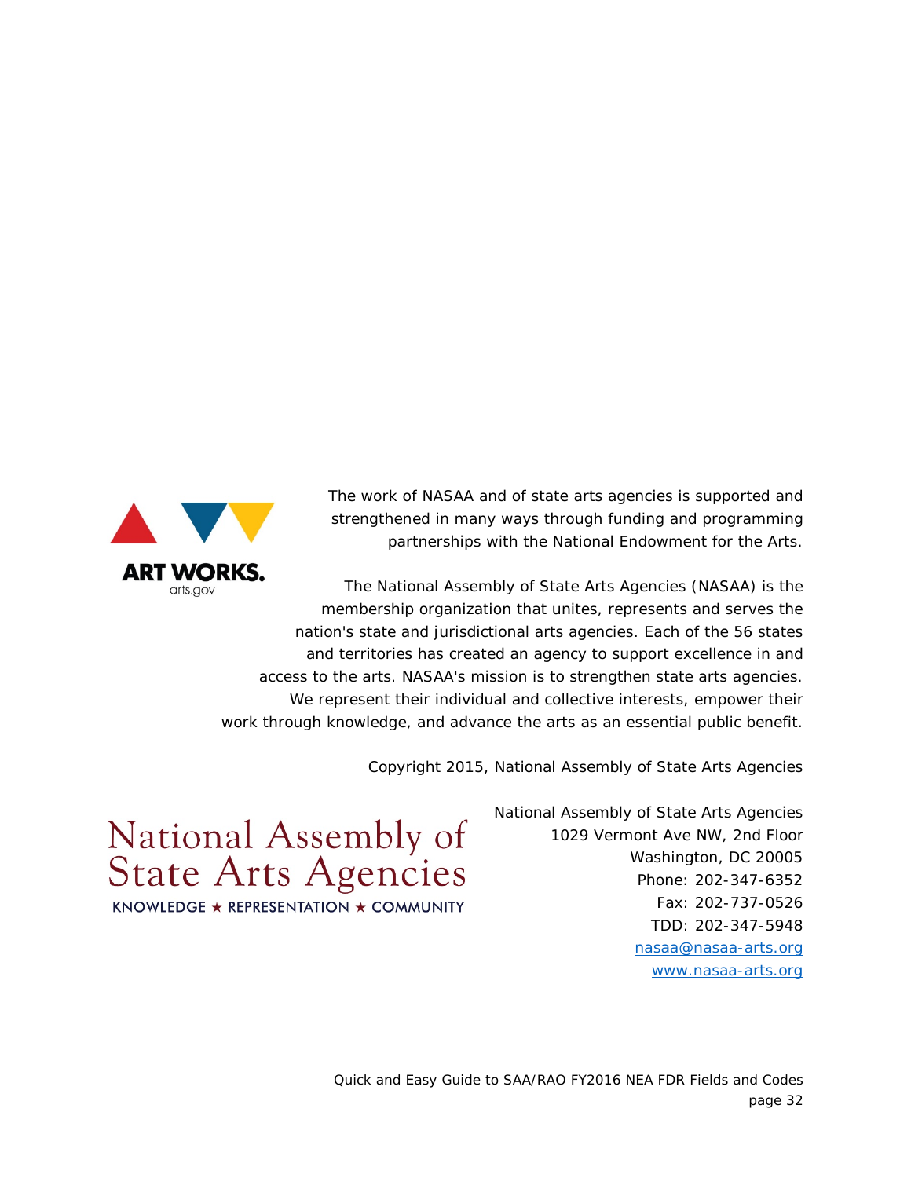ART WORKS.
arts.gov

The work of NASAA and of state arts agencies is supported and strengthened in many ways through funding and programming partnerships with the National Endowment for the Arts.

The National Assembly of State Arts Agencies (NASAA) is the membership organization that unites, represents and serves the nation's state and jurisdictional arts agencies. Each of the 56 states and territories has created an agency to support excellence in and access to the arts. NASAA's mission is to strengthen state arts agencies. We represent their individual and collective interests, empower their work through knowledge, and advance the arts as an essential public benefit.

Copyright 2015, National Assembly of State Arts Agencies

National Assembly of State Arts Agencies
KNOWLEDGE ★ REPRESENTATION ★ COMMUNITY

National Assembly of State Arts Agencies
1029 Vermont Ave NW, 2nd Floor
Washington, DC 20005
Phone: 202-347-6352
Fax: 202-737-0526
TDD: 202-347-5948
nasaa@nasaa-arts.org
www.nasaa-arts.org